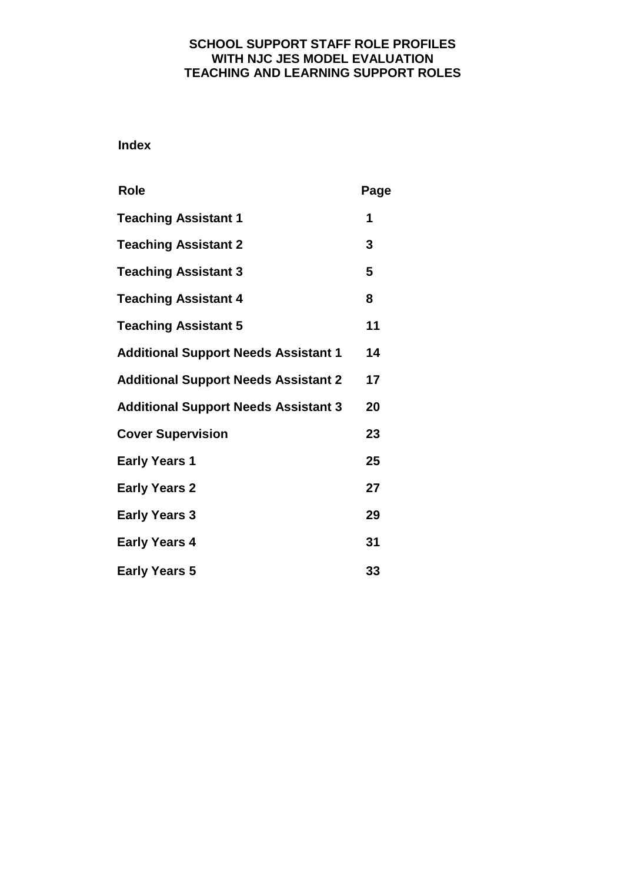# SCHOOL SUPPORT STAFF ROLE PROFILES
# WITH NJC JES MODEL EVALUATION
# TEACHING AND LEARNING SUPPORT ROLES

## Index

| Role | Page |
|---|---|
| Teaching Assistant 1 | 1 |
| Teaching Assistant 2 | 3 |
| Teaching Assistant 3 | 5 |
| Teaching Assistant 4 | 8 |
| Teaching Assistant 5 | 11 |
| Additional Support Needs Assistant 1 | 14 |
| Additional Support Needs Assistant 2 | 17 |
| Additional Support Needs Assistant 3 | 20 |
| Cover Supervision | 23 |
| Early Years 1 | 25 |
| Early Years 2 | 27 |
| Early Years 3 | 29 |
| Early Years 4 | 31 |
| Early Years 5 | 33 |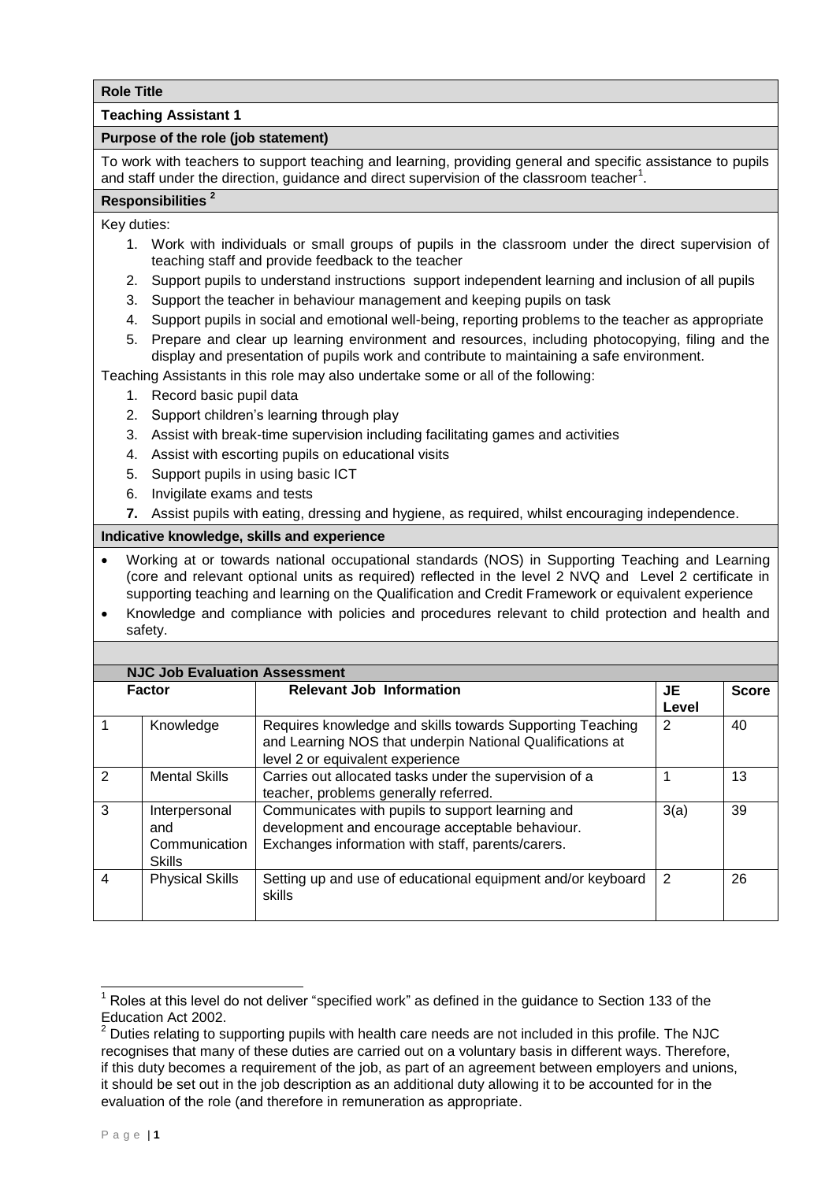**Role Title**

**Teaching Assistant 1**

**Purpose of the role (job statement)**

To work with teachers to support teaching and learning, providing general and specific assistance to pupils and staff under the direction, guidance and direct supervision of the classroom teacher[1].

**Responsibilities [2]**

Key duties:

1. Work with individuals or small groups of pupils in the classroom under the direct supervision of teaching staff and provide feedback to the teacher
2. Support pupils to understand instructions support independent learning and inclusion of all pupils
3. Support the teacher in behaviour management and keeping pupils on task
4. Support pupils in social and emotional well-being, reporting problems to the teacher as appropriate
5. Prepare and clear up learning environment and resources, including photocopying, filing and the display and presentation of pupils work and contribute to maintaining a safe environment.

Teaching Assistants in this role may also undertake some or all of the following:

1. Record basic pupil data
2. Support children's learning through play
3. Assist with break-time supervision including facilitating games and activities
4. Assist with escorting pupils on educational visits
5. Support pupils in using basic ICT
6. Invigilate exams and tests
7. Assist pupils with eating, dressing and hygiene, as required, whilst encouraging independence.

**Indicative knowledge, skills and experience**

- Working at or towards national occupational standards (NOS) in Supporting Teaching and Learning (core and relevant optional units as required) reflected in the level 2 NVQ and Level 2 certificate in supporting teaching and learning on the Qualification and Credit Framework or equivalent experience
- Knowledge and compliance with policies and procedures relevant to child protection and health and safety.

**NJC Job Evaluation Assessment**

| | Factor | Relevant Job Information | JE Level | Score |
|---|---|---|---|---|
| 1 | Knowledge | Requires knowledge and skills towards Supporting Teaching and Learning NOS that underpin National Qualifications at level 2 or equivalent experience | 2 | 40 |
| 2 | Mental Skills | Carries out allocated tasks under the supervision of a teacher, problems generally referred. | 1 | 13 |
| 3 | Interpersonal and Communication Skills | Communicates with pupils to support learning and development and encourage acceptable behaviour. Exchanges information with staff, parents/carers. | 3(a) | 39 |
| 4 | Physical Skills | Setting up and use of educational equipment and/or keyboard skills | 2 | 26 |

[1] Roles at this level do not deliver "specified work" as defined in the guidance to Section 133 of the Education Act 2002.

[2] Duties relating to supporting pupils with health care needs are not included in this profile. The NJC recognises that many of these duties are carried out on a voluntary basis in different ways. Therefore, if this duty becomes a requirement of the job, as part of an agreement between employers and unions, it should be set out in the job description as an additional duty allowing it to be accounted for in the evaluation of the role (and therefore in remuneration as appropriate.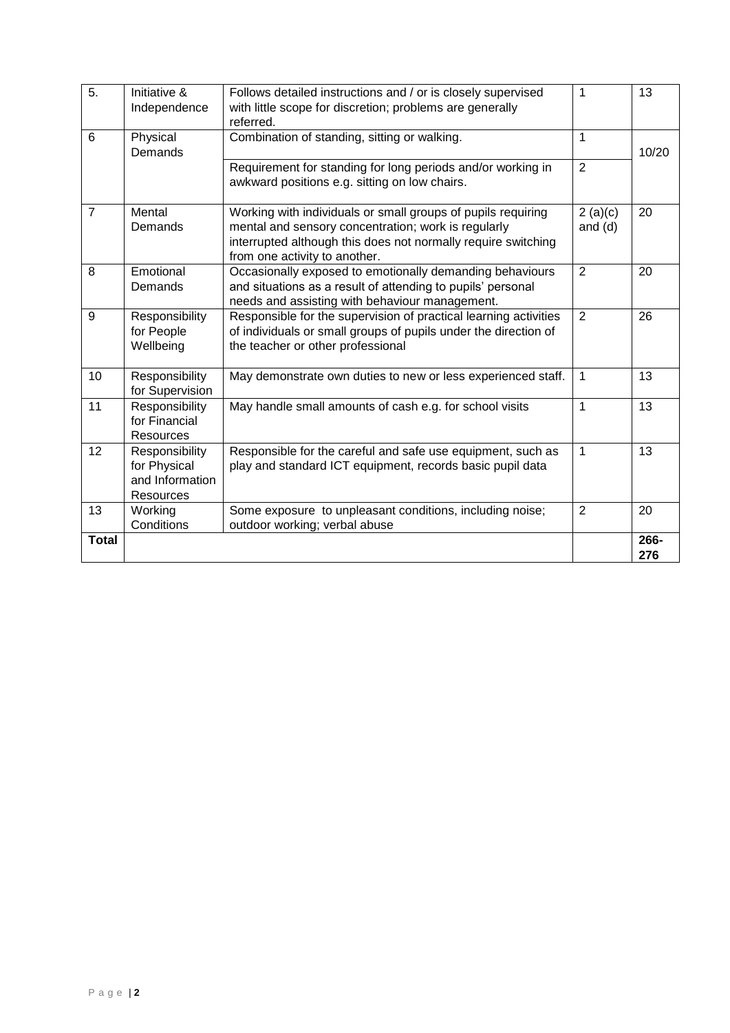| 5. | Initiative & Independence | Follows detailed instructions and / or is closely supervised with little scope for discretion; problems are generally referred. | 1 | 13 |
|---|---|---|---|---|
| 6 | Physical Demands | Combination of standing, sitting or walking. | 1 | 10/20 |
| | | Requirement for standing for long periods and/or working in awkward positions e.g. sitting on low chairs. | 2 | |
| 7 | Mental Demands | Working with individuals or small groups of pupils requiring mental and sensory concentration; work is regularly interrupted although this does not normally require switching from one activity to another. | 2 (a)(c) and (d) | 20 |
| 8 | Emotional Demands | Occasionally exposed to emotionally demanding behaviours and situations as a result of attending to pupils' personal needs and assisting with behaviour management. | 2 | 20 |
| 9 | Responsibility for People Wellbeing | Responsible for the supervision of practical learning activities of individuals or small groups of pupils under the direction of the teacher or other professional | 2 | 26 |
| 10 | Responsibility for Supervision | May demonstrate own duties to new or less experienced staff. | 1 | 13 |
| 11 | Responsibility for Financial Resources | May handle small amounts of cash e.g. for school visits | 1 | 13 |
| 12 | Responsibility for Physical and Information Resources | Responsible for the careful and safe use equipment, such as play and standard ICT equipment, records basic pupil data | 1 | 13 |
| 13 | Working Conditions | Some exposure to unpleasant conditions, including noise; outdoor working; verbal abuse | 2 | 20 |
| **Total** | | | | **266-276** |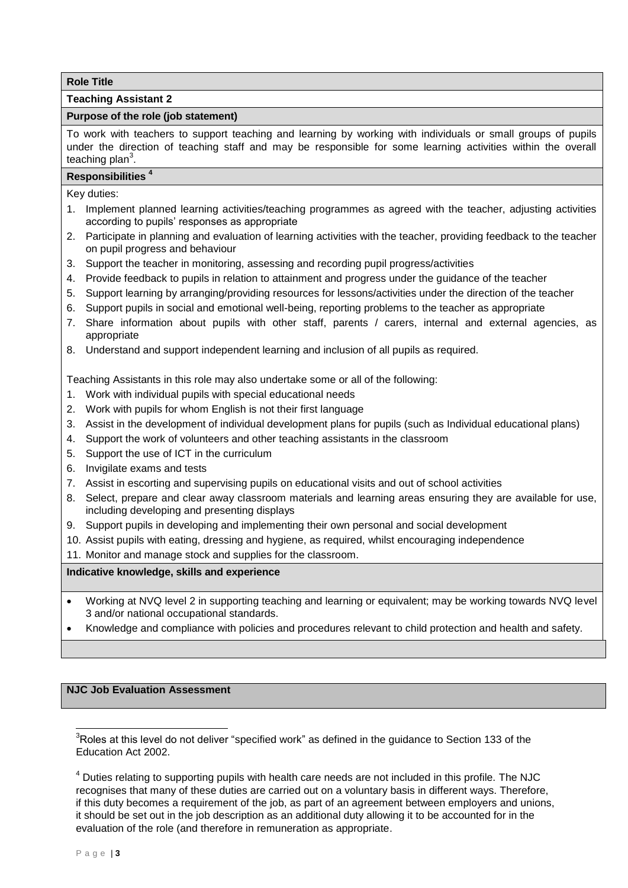**Role Title**

**Teaching Assistant 2**

**Purpose of the role (job statement)**

To work with teachers to support teaching and learning by working with individuals or small groups of pupils under the direction of teaching staff and may be responsible for some learning activities within the overall teaching plan[3].

**Responsibilities [4]**

Key duties:

1. Implement planned learning activities/teaching programmes as agreed with the teacher, adjusting activities according to pupils' responses as appropriate
2. Participate in planning and evaluation of learning activities with the teacher, providing feedback to the teacher on pupil progress and behaviour
3. Support the teacher in monitoring, assessing and recording pupil progress/activities
4. Provide feedback to pupils in relation to attainment and progress under the guidance of the teacher
5. Support learning by arranging/providing resources for lessons/activities under the direction of the teacher
6. Support pupils in social and emotional well-being, reporting problems to the teacher as appropriate
7. Share information about pupils with other staff, parents / carers, internal and external agencies, as appropriate
8. Understand and support independent learning and inclusion of all pupils as required.

Teaching Assistants in this role may also undertake some or all of the following:

1. Work with individual pupils with special educational needs
2. Work with pupils for whom English is not their first language
3. Assist in the development of individual development plans for pupils (such as Individual educational plans)
4. Support the work of volunteers and other teaching assistants in the classroom
5. Support the use of ICT in the curriculum
6. Invigilate exams and tests
7. Assist in escorting and supervising pupils on educational visits and out of school activities
8. Select, prepare and clear away classroom materials and learning areas ensuring they are available for use, including developing and presenting displays
9. Support pupils in developing and implementing their own personal and social development
10. Assist pupils with eating, dressing and hygiene, as required, whilst encouraging independence
11. Monitor and manage stock and supplies for the classroom.

**Indicative knowledge, skills and experience**

- Working at NVQ level 2 in supporting teaching and learning or equivalent; may be working towards NVQ level 3 and/or national occupational standards.
- Knowledge and compliance with policies and procedures relevant to child protection and health and safety.

**NJC Job Evaluation Assessment**

[3] Roles at this level do not deliver "specified work" as defined in the guidance to Section 133 of the Education Act 2002.

[4] Duties relating to supporting pupils with health care needs are not included in this profile. The NJC recognises that many of these duties are carried out on a voluntary basis in different ways. Therefore, if this duty becomes a requirement of the job, as part of an agreement between employers and unions, it should be set out in the job description as an additional duty allowing it to be accounted for in the evaluation of the role (and therefore in remuneration as appropriate.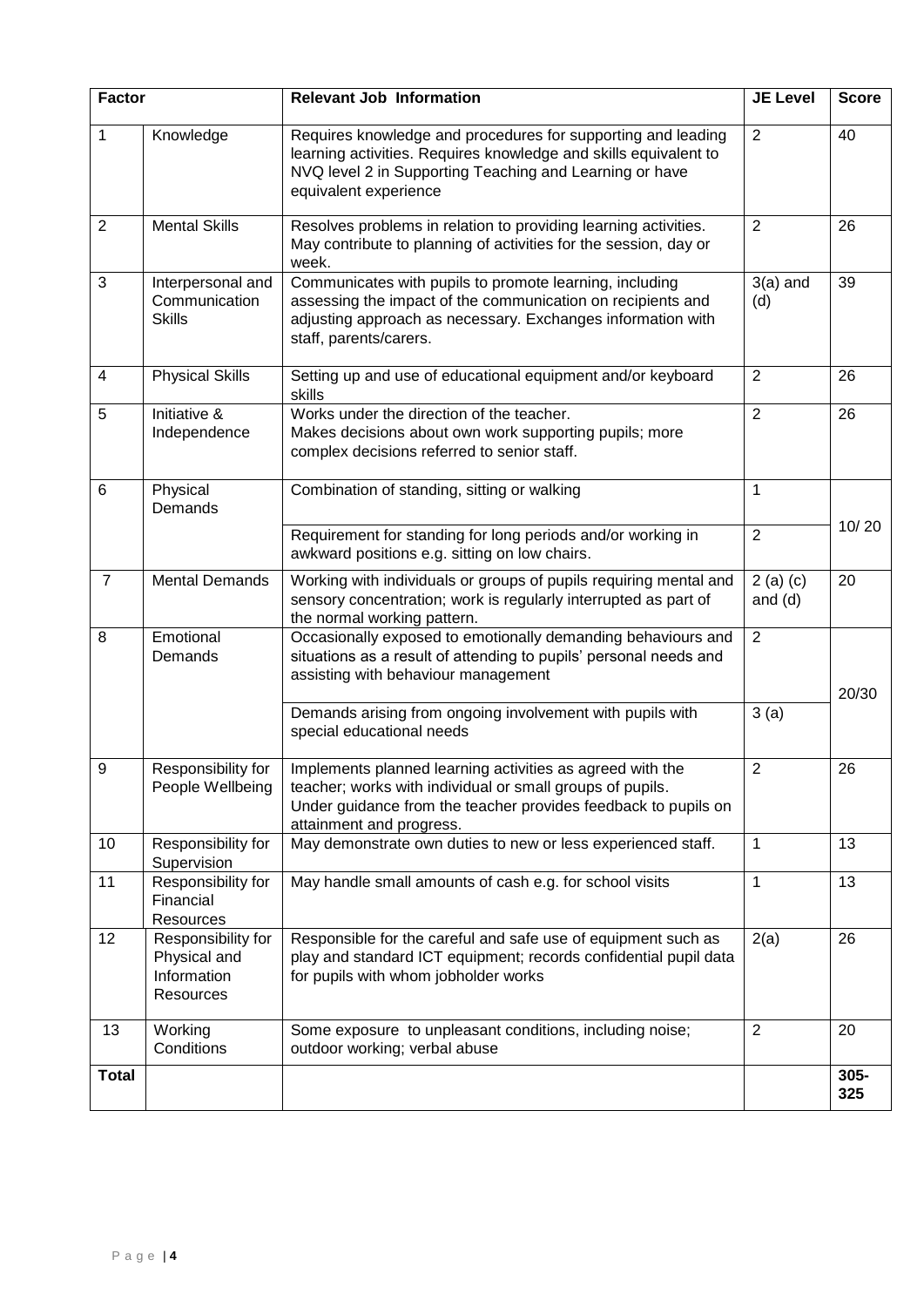| Factor | | Relevant Job Information | JE Level | Score |
|---|---|---|---|---|
| 1 | Knowledge | Requires knowledge and procedures for supporting and leading learning activities. Requires knowledge and skills equivalent to NVQ level 2 in Supporting Teaching and Learning or have equivalent experience | 2 | 40 |
| 2 | Mental Skills | Resolves problems in relation to providing learning activities. May contribute to planning of activities for the session, day or week. | 2 | 26 |
| 3 | Interpersonal and Communication Skills | Communicates with pupils to promote learning, including assessing the impact of the communication on recipients and adjusting approach as necessary. Exchanges information with staff, parents/carers. | 3(a) and (d) | 39 |
| 4 | Physical Skills | Setting up and use of educational equipment and/or keyboard skills | 2 | 26 |
| 5 | Initiative & Independence | Works under the direction of the teacher.<br>Makes decisions about own work supporting pupils; more complex decisions referred to senior staff. | 2 | 26 |
| 6 | Physical Demands | Combination of standing, sitting or walking | 1 | 10/ 20 |
| | | Requirement for standing for long periods and/or working in awkward positions e.g. sitting on low chairs. | 2 | |
| 7 | Mental Demands | Working with individuals or groups of pupils requiring mental and sensory concentration; work is regularly interrupted as part of the normal working pattern. | 2 (a) (c) and (d) | 20 |
| 8 | Emotional Demands | Occasionally exposed to emotionally demanding behaviours and situations as a result of attending to pupils' personal needs and assisting with behaviour management | 2 | 20/30 |
| | | Demands arising from ongoing involvement with pupils with special educational needs | 3 (a) | |
| 9 | Responsibility for People Wellbeing | Implements planned learning activities as agreed with the teacher; works with individual or small groups of pupils.<br>Under guidance from the teacher provides feedback to pupils on attainment and progress. | 2 | 26 |
| 10 | Responsibility for Supervision | May demonstrate own duties to new or less experienced staff. | 1 | 13 |
| 11 | Responsibility for Financial Resources | May handle small amounts of cash e.g. for school visits | 1 | 13 |
| 12 | Responsibility for Physical and Information Resources | Responsible for the careful and safe use of equipment such as play and standard ICT equipment; records confidential pupil data for pupils with whom jobholder works | 2(a) | 26 |
| 13 | Working Conditions | Some exposure to unpleasant conditions, including noise; outdoor working; verbal abuse | 2 | 20 |
| **Total** | | | | **305-325** |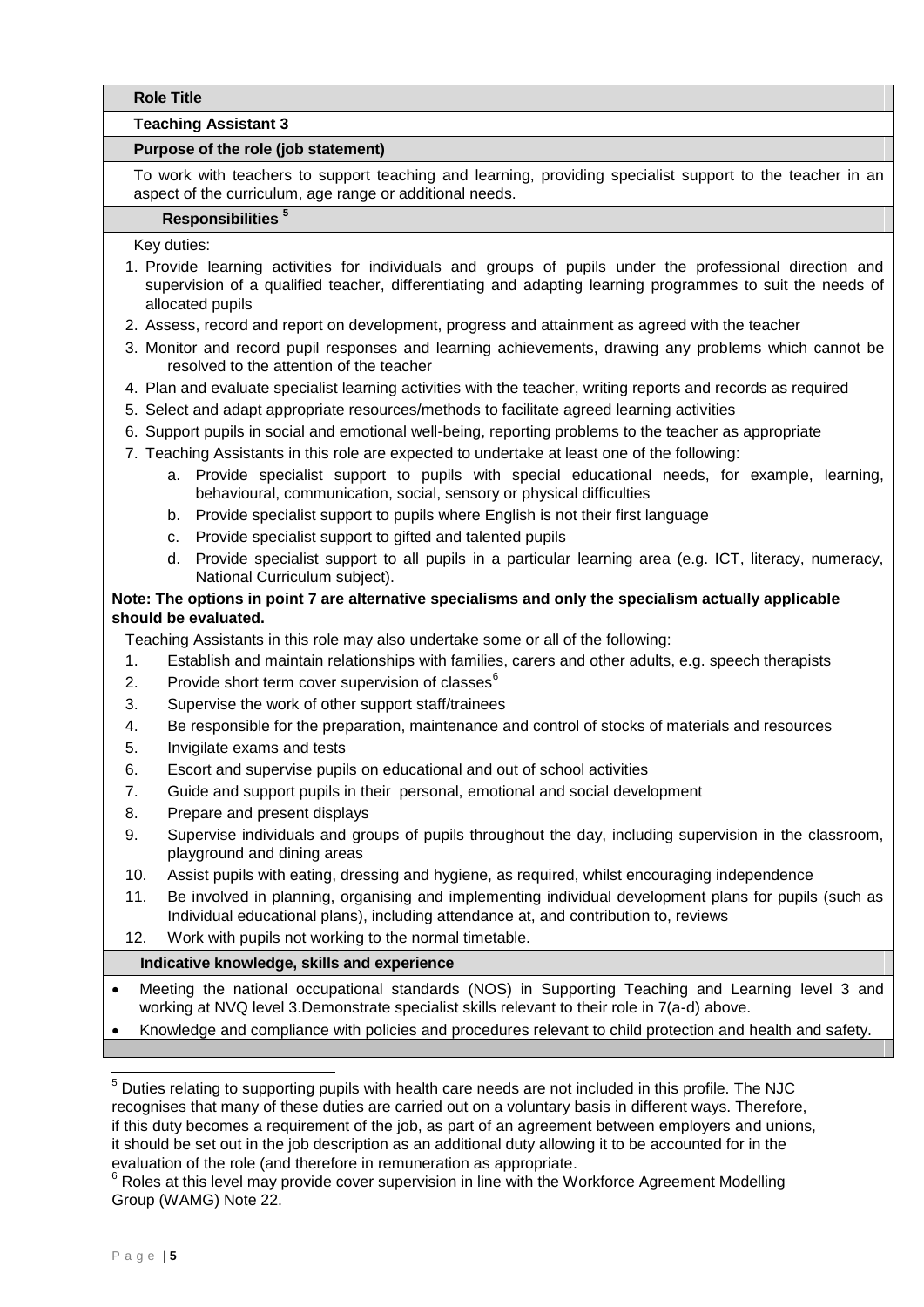**Role Title**

**Teaching Assistant 3**

**Purpose of the role (job statement)**

To work with teachers to support teaching and learning, providing specialist support to the teacher in an aspect of the curriculum, age range or additional needs.

**Responsibilities [5]**

Key duties:

1. Provide learning activities for individuals and groups of pupils under the professional direction and supervision of a qualified teacher, differentiating and adapting learning programmes to suit the needs of allocated pupils
2. Assess, record and report on development, progress and attainment as agreed with the teacher
3. Monitor and record pupil responses and learning achievements, drawing any problems which cannot be resolved to the attention of the teacher
4. Plan and evaluate specialist learning activities with the teacher, writing reports and records as required
5. Select and adapt appropriate resources/methods to facilitate agreed learning activities
6. Support pupils in social and emotional well-being, reporting problems to the teacher as appropriate
7. Teaching Assistants in this role are expected to undertake at least one of the following:
    a. Provide specialist support to pupils with special educational needs, for example, learning, behavioural, communication, social, sensory or physical difficulties
    b. Provide specialist support to pupils where English is not their first language
    c. Provide specialist support to gifted and talented pupils
    d. Provide specialist support to all pupils in a particular learning area (e.g. ICT, literacy, numeracy, National Curriculum subject).

**Note: The options in point 7 are alternative specialisms and only the specialism actually applicable should be evaluated.**

Teaching Assistants in this role may also undertake some or all of the following:

1. Establish and maintain relationships with families, carers and other adults, e.g. speech therapists
2. Provide short term cover supervision of classes[6]
3. Supervise the work of other support staff/trainees
4. Be responsible for the preparation, maintenance and control of stocks of materials and resources
5. Invigilate exams and tests
6. Escort and supervise pupils on educational and out of school activities
7. Guide and support pupils in their personal, emotional and social development
8. Prepare and present displays
9. Supervise individuals and groups of pupils throughout the day, including supervision in the classroom, playground and dining areas
10. Assist pupils with eating, dressing and hygiene, as required, whilst encouraging independence
11. Be involved in planning, organising and implementing individual development plans for pupils (such as Individual educational plans), including attendance at, and contribution to, reviews
12. Work with pupils not working to the normal timetable.

**Indicative knowledge, skills and experience**

- Meeting the national occupational standards (NOS) in Supporting Teaching and Learning level 3 and working at NVQ level 3.Demonstrate specialist skills relevant to their role in 7(a-d) above.
- Knowledge and compliance with policies and procedures relevant to child protection and health and safety.

---

[5] Duties relating to supporting pupils with health care needs are not included in this profile. The NJC recognises that many of these duties are carried out on a voluntary basis in different ways. Therefore, if this duty becomes a requirement of the job, as part of an agreement between employers and unions, it should be set out in the job description as an additional duty allowing it to be accounted for in the evaluation of the role (and therefore in remuneration as appropriate.

[6] Roles at this level may provide cover supervision in line with the Workforce Agreement Modelling Group (WAMG) Note 22.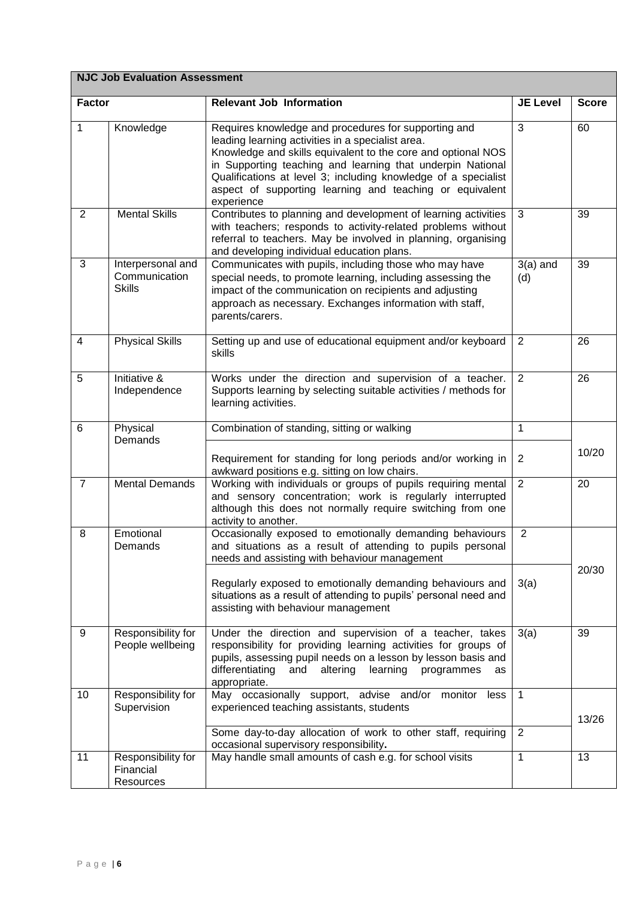| NJC Job Evaluation Assessment | | | | |
|---|---|---|---|---|
| **Factor** | | **Relevant Job Information** | **JE Level** | **Score** |
| 1 | Knowledge | Requires knowledge and procedures for supporting and leading learning activities in a specialist area.<br>Knowledge and skills equivalent to the core and optional NOS in Supporting teaching and learning that underpin National Qualifications at level 3; including knowledge of a specialist aspect of supporting learning and teaching or equivalent experience | 3 | 60 |
| 2 | Mental Skills | Contributes to planning and development of learning activities with teachers; responds to activity-related problems without referral to teachers. May be involved in planning, organising and developing individual education plans. | 3 | 39 |
| 3 | Interpersonal and Communication Skills | Communicates with pupils, including those who may have special needs, to promote learning, including assessing the impact of the communication on recipients and adjusting approach as necessary. Exchanges information with staff, parents/carers. | 3(a) and (d) | 39 |
| 4 | Physical Skills | Setting up and use of educational equipment and/or keyboard skills | 2 | 26 |
| 5 | Initiative & Independence | Works under the direction and supervision of a teacher. Supports learning by selecting suitable activities / methods for learning activities. | 2 | 26 |
| 6 | Physical Demands | Combination of standing, sitting or walking | 1 | 10/20 |
| | | Requirement for standing for long periods and/or working in awkward positions e.g. sitting on low chairs. | 2 | |
| 7 | Mental Demands | Working with individuals or groups of pupils requiring mental and sensory concentration; work is regularly interrupted although this does not normally require switching from one activity to another. | 2 | 20 |
| 8 | Emotional Demands | Occasionally exposed to emotionally demanding behaviours and situations as a result of attending to pupils personal needs and assisting with behaviour management | 2 | 20/30 |
| | | Regularly exposed to emotionally demanding behaviours and situations as a result of attending to pupils' personal need and assisting with behaviour management | 3(a) | |
| 9 | Responsibility for People wellbeing | Under the direction and supervision of a teacher, takes responsibility for providing learning activities for groups of pupils, assessing pupil needs on a lesson by lesson basis and differentiating and altering learning programmes as appropriate. | 3(a) | 39 |
| 10 | Responsibility for Supervision | May occasionally support, advise and/or monitor less experienced teaching assistants, students | 1 | 13/26 |
| | | Some day-to-day allocation of work to other staff, requiring occasional supervisory responsibility. | 2 | |
| 11 | Responsibility for Financial Resources | May handle small amounts of cash e.g. for school visits | 1 | 13 |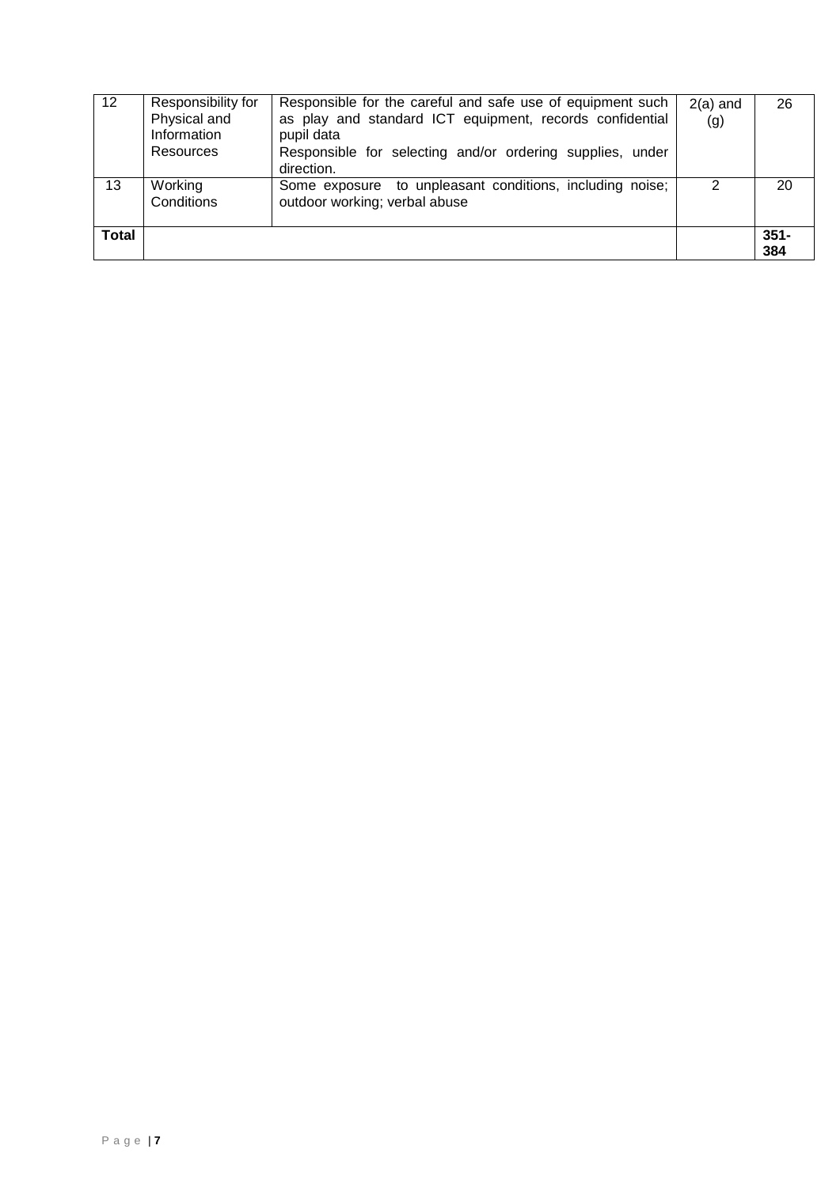| 12 | Responsibility for Physical and Information Resources | Responsible for the careful and safe use of equipment such as play and standard ICT equipment, records confidential pupil data<br>Responsible for selecting and/or ordering supplies, under direction. | 2(a) and (g) | 26 |
|---|---|---|---|---|
| 13 | Working Conditions | Some exposure to unpleasant conditions, including noise; outdoor working; verbal abuse | 2 | 20 |
| **Total** | | | | **351-384** |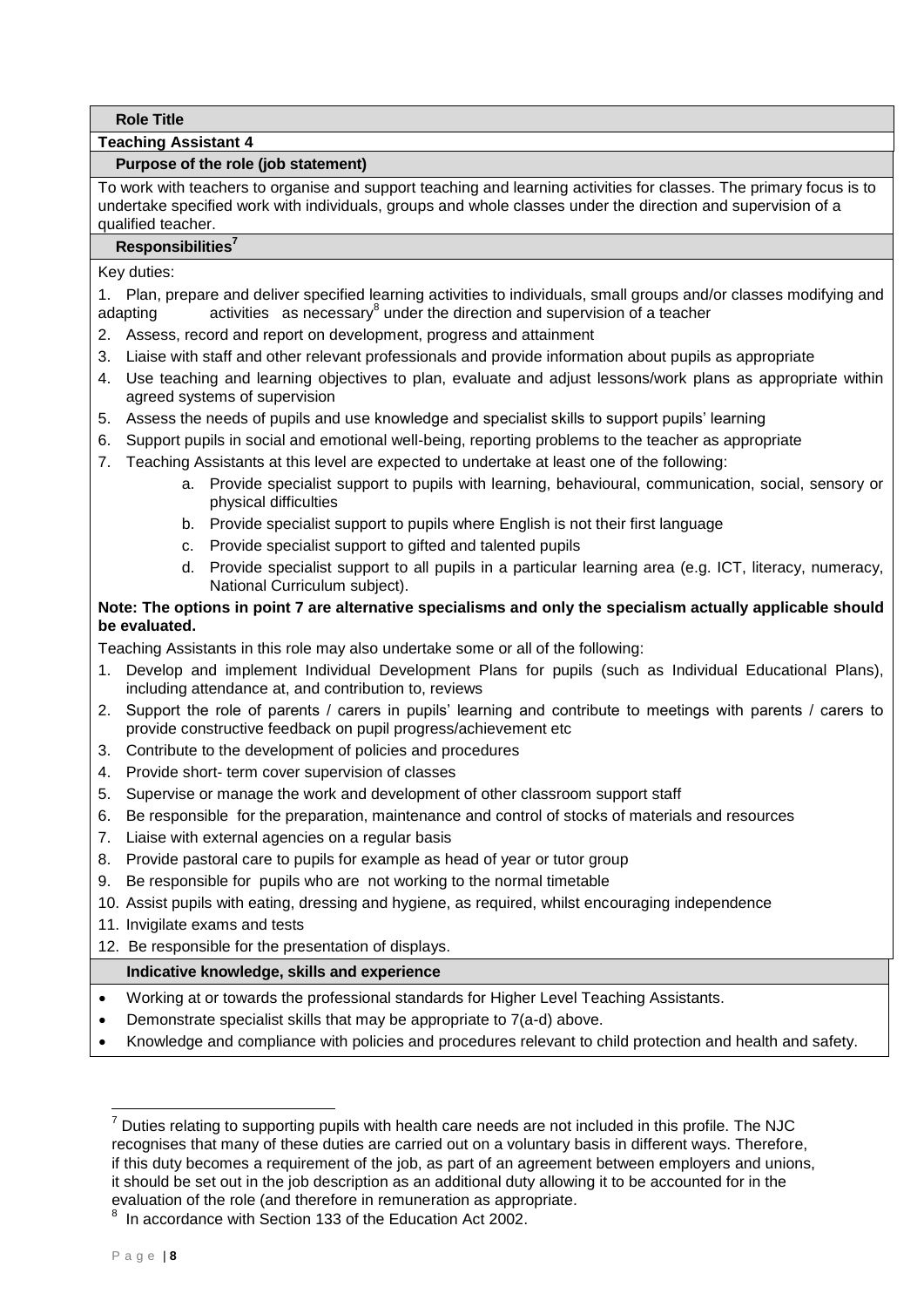**Role Title**

**Teaching Assistant 4**

**Purpose of the role (job statement)**

To work with teachers to organise and support teaching and learning activities for classes. The primary focus is to undertake specified work with individuals, groups and whole classes under the direction and supervision of a qualified teacher.

**Responsibilities[7]**

Key duties:

1. Plan, prepare and deliver specified learning activities to individuals, small groups and/or classes modifying and adapting activities as necessary[8] under the direction and supervision of a teacher
2. Assess, record and report on development, progress and attainment
3. Liaise with staff and other relevant professionals and provide information about pupils as appropriate
4. Use teaching and learning objectives to plan, evaluate and adjust lessons/work plans as appropriate within agreed systems of supervision
5. Assess the needs of pupils and use knowledge and specialist skills to support pupils' learning
6. Support pupils in social and emotional well-being, reporting problems to the teacher as appropriate
7. Teaching Assistants at this level are expected to undertake at least one of the following:
    a. Provide specialist support to pupils with learning, behavioural, communication, social, sensory or physical difficulties
    b. Provide specialist support to pupils where English is not their first language
    c. Provide specialist support to gifted and talented pupils
    d. Provide specialist support to all pupils in a particular learning area (e.g. ICT, literacy, numeracy, National Curriculum subject).

**Note: The options in point 7 are alternative specialisms and only the specialism actually applicable should be evaluated.**

Teaching Assistants in this role may also undertake some or all of the following:

1. Develop and implement Individual Development Plans for pupils (such as Individual Educational Plans), including attendance at, and contribution to, reviews
2. Support the role of parents / carers in pupils' learning and contribute to meetings with parents / carers to provide constructive feedback on pupil progress/achievement etc
3. Contribute to the development of policies and procedures
4. Provide short- term cover supervision of classes
5. Supervise or manage the work and development of other classroom support staff
6. Be responsible for the preparation, maintenance and control of stocks of materials and resources
7. Liaise with external agencies on a regular basis
8. Provide pastoral care to pupils for example as head of year or tutor group
9. Be responsible for pupils who are not working to the normal timetable
10. Assist pupils with eating, dressing and hygiene, as required, whilst encouraging independence
11. Invigilate exams and tests
12. Be responsible for the presentation of displays.

**Indicative knowledge, skills and experience**

- Working at or towards the professional standards for Higher Level Teaching Assistants.
- Demonstrate specialist skills that may be appropriate to 7(a-d) above.
- Knowledge and compliance with policies and procedures relevant to child protection and health and safety.

---

[7] Duties relating to supporting pupils with health care needs are not included in this profile. The NJC recognises that many of these duties are carried out on a voluntary basis in different ways. Therefore, if this duty becomes a requirement of the job, as part of an agreement between employers and unions, it should be set out in the job description as an additional duty allowing it to be accounted for in the evaluation of the role (and therefore in remuneration as appropriate.

[8] In accordance with Section 133 of the Education Act 2002.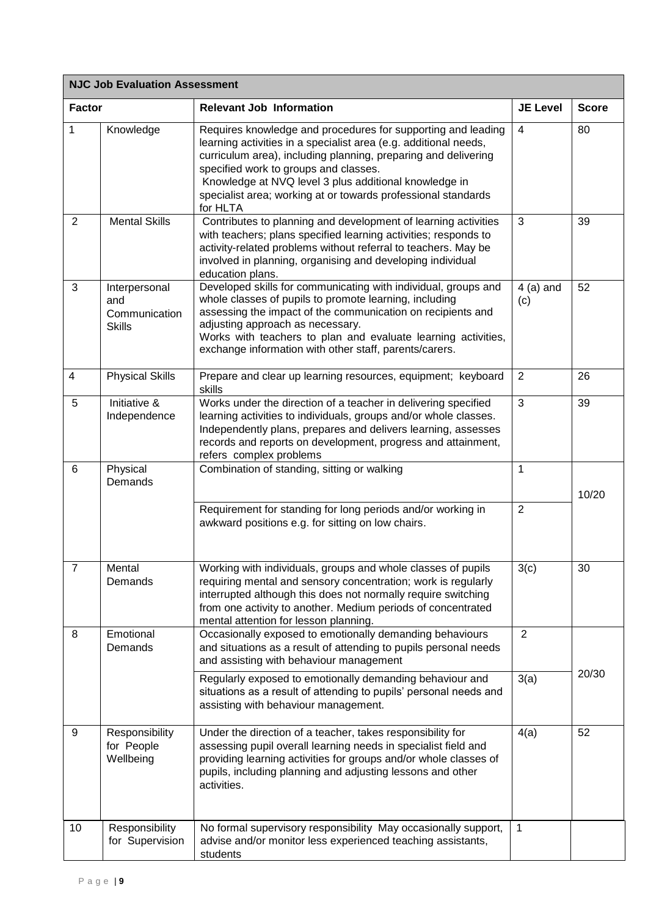| NJC Job Evaluation Assessment | | | | |
|---|---|---|---|---|
| **Factor** | | **Relevant Job Information** | **JE Level** | **Score** |
| 1 | Knowledge | Requires knowledge and procedures for supporting and leading learning activities in a specialist area (e.g. additional needs, curriculum area), including planning, preparing and delivering specified work to groups and classes. Knowledge at NVQ level 3 plus additional knowledge in specialist area; working at or towards professional standards for HLTA | 4 | 80 |
| 2 | Mental Skills | Contributes to planning and development of learning activities with teachers; plans specified learning activities; responds to activity-related problems without referral to teachers. May be involved in planning, organising and developing individual education plans. | 3 | 39 |
| 3 | Interpersonal and Communication Skills | Developed skills for communicating with individual, groups and whole classes of pupils to promote learning, including assessing the impact of the communication on recipients and adjusting approach as necessary. Works with teachers to plan and evaluate learning activities, exchange information with other staff, parents/carers. | 4 (a) and (c) | 52 |
| 4 | Physical Skills | Prepare and clear up learning resources, equipment; keyboard skills | 2 | 26 |
| 5 | Initiative & Independence | Works under the direction of a teacher in delivering specified learning activities to individuals, groups and/or whole classes. Independently plans, prepares and delivers learning, assesses records and reports on development, progress and attainment, refers complex problems | 3 | 39 |
| 6 | Physical Demands | Combination of standing, sitting or walking | 1 | 10/20 |
| | | Requirement for standing for long periods and/or working in awkward positions e.g. for sitting on low chairs. | 2 | |
| 7 | Mental Demands | Working with individuals, groups and whole classes of pupils requiring mental and sensory concentration; work is regularly interrupted although this does not normally require switching from one activity to another. Medium periods of concentrated mental attention for lesson planning. | 3(c) | 30 |
| 8 | Emotional Demands | Occasionally exposed to emotionally demanding behaviours and situations as a result of attending to pupils personal needs and assisting with behaviour management | 2 | 20/30 |
| | | Regularly exposed to emotionally demanding behaviour and situations as a result of attending to pupils' personal needs and assisting with behaviour management. | 3(a) | |
| 9 | Responsibility for People Wellbeing | Under the direction of a teacher, takes responsibility for assessing pupil overall learning needs in specialist field and providing learning activities for groups and/or whole classes of pupils, including planning and adjusting lessons and other activities. | 4(a) | 52 |
| 10 | Responsibility for Supervision | No formal supervisory responsibility May occasionally support, advise and/or monitor less experienced teaching assistants, students | 1 | |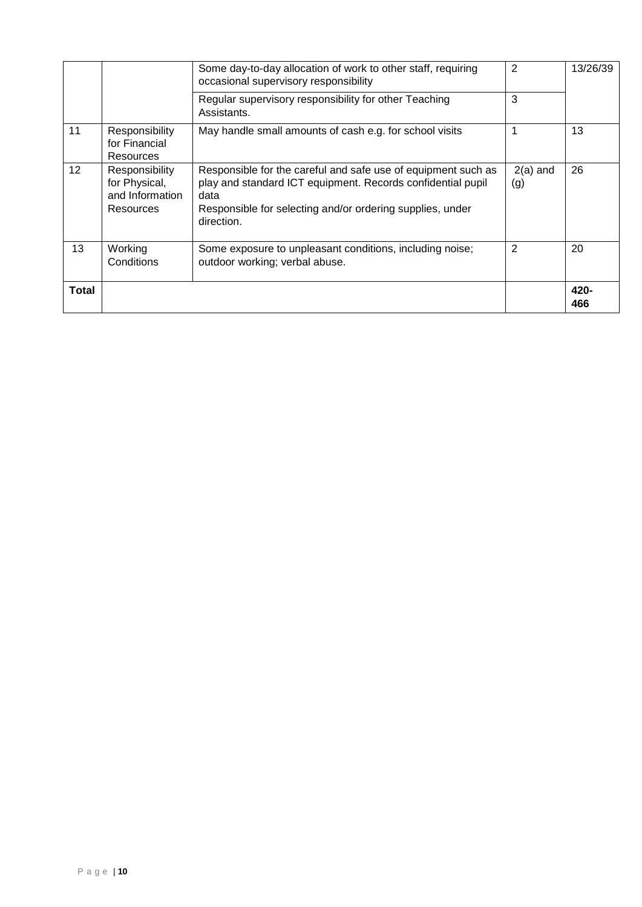| | | | | |
|---|---|---|---|---|
| | | Some day-to-day allocation of work to other staff, requiring occasional supervisory responsibility | 2 | 13/26/39 |
| | | Regular supervisory responsibility for other Teaching Assistants. | 3 | |
| 11 | Responsibility for Financial Resources | May handle small amounts of cash e.g. for school visits | 1 | 13 |
| 12 | Responsibility for Physical, and Information Resources | Responsible for the careful and safe use of equipment such as play and standard ICT equipment. Records confidential pupil data<br>Responsible for selecting and/or ordering supplies, under direction. | 2(a) and (g) | 26 |
| 13 | Working Conditions | Some exposure to unpleasant conditions, including noise; outdoor working; verbal abuse. | 2 | 20 |
| **Total** | | | | **420-466** |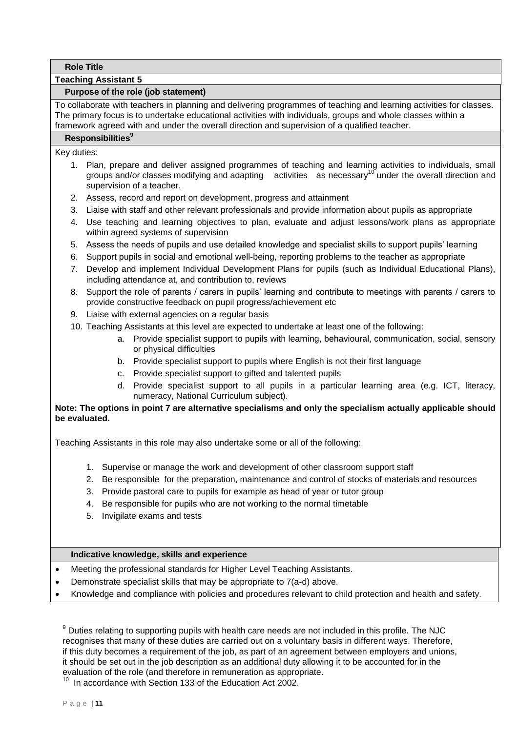**Role Title**

**Teaching Assistant 5**

**Purpose of the role (job statement)**

To collaborate with teachers in planning and delivering programmes of teaching and learning activities for classes. The primary focus is to undertake educational activities with individuals, groups and whole classes within a framework agreed with and under the overall direction and supervision of a qualified teacher.

**Responsibilities[9]**

Key duties:

1. Plan, prepare and deliver assigned programmes of teaching and learning activities to individuals, small groups and/or classes modifying and adapting activities as necessary[10] under the overall direction and supervision of a teacher.
2. Assess, record and report on development, progress and attainment
3. Liaise with staff and other relevant professionals and provide information about pupils as appropriate
4. Use teaching and learning objectives to plan, evaluate and adjust lessons/work plans as appropriate within agreed systems of supervision
5. Assess the needs of pupils and use detailed knowledge and specialist skills to support pupils' learning
6. Support pupils in social and emotional well-being, reporting problems to the teacher as appropriate
7. Develop and implement Individual Development Plans for pupils (such as Individual Educational Plans), including attendance at, and contribution to, reviews
8. Support the role of parents / carers in pupils' learning and contribute to meetings with parents / carers to provide constructive feedback on pupil progress/achievement etc
9. Liaise with external agencies on a regular basis
10. Teaching Assistants at this level are expected to undertake at least one of the following:
    a. Provide specialist support to pupils with learning, behavioural, communication, social, sensory or physical difficulties
    b. Provide specialist support to pupils where English is not their first language
    c. Provide specialist support to gifted and talented pupils
    d. Provide specialist support to all pupils in a particular learning area (e.g. ICT, literacy, numeracy, National Curriculum subject).

**Note: The options in point 7 are alternative specialisms and only the specialism actually applicable should be evaluated.**

Teaching Assistants in this role may also undertake some or all of the following:

1. Supervise or manage the work and development of other classroom support staff
2. Be responsible for the preparation, maintenance and control of stocks of materials and resources
3. Provide pastoral care to pupils for example as head of year or tutor group
4. Be responsible for pupils who are not working to the normal timetable
5. Invigilate exams and tests

**Indicative knowledge, skills and experience**

- Meeting the professional standards for Higher Level Teaching Assistants.
- Demonstrate specialist skills that may be appropriate to 7(a-d) above.
- Knowledge and compliance with policies and procedures relevant to child protection and health and safety.

---

[9] Duties relating to supporting pupils with health care needs are not included in this profile. The NJC recognises that many of these duties are carried out on a voluntary basis in different ways. Therefore, if this duty becomes a requirement of the job, as part of an agreement between employers and unions, it should be set out in the job description as an additional duty allowing it to be accounted for in the evaluation of the role (and therefore in remuneration as appropriate.

[10] In accordance with Section 133 of the Education Act 2002.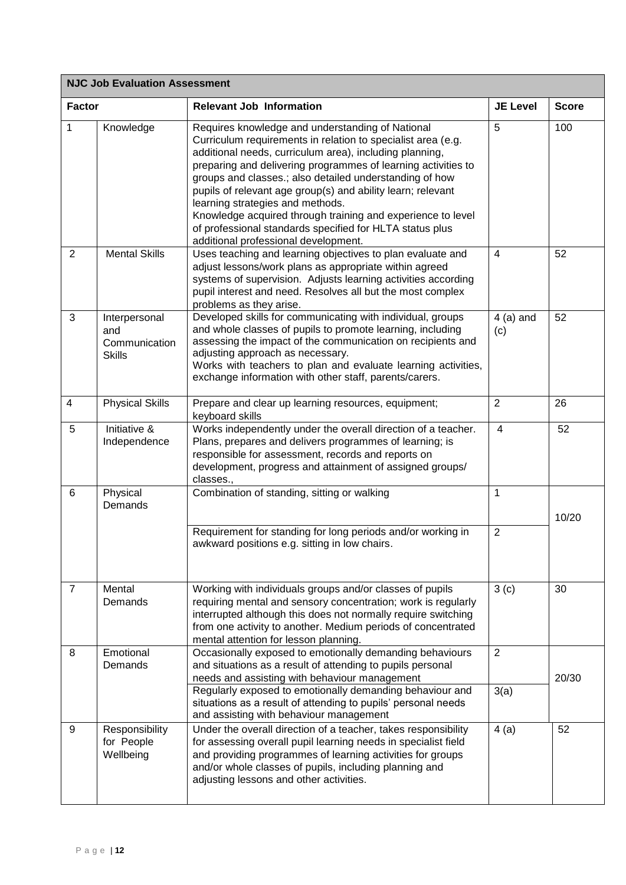| NJC Job Evaluation Assessment | | | | |
|---|---|---|---|---|
| **Factor** | | **Relevant Job Information** | **JE Level** | **Score** |
| 1 | Knowledge | Requires knowledge and understanding of National Curriculum requirements in relation to specialist area (e.g. additional needs, curriculum area), including planning, preparing and delivering programmes of learning activities to groups and classes.; also detailed understanding of how pupils of relevant age group(s) and ability learn; relevant learning strategies and methods.<br>Knowledge acquired through training and experience to level of professional standards specified for HLTA status plus additional professional development. | 5 | 100 |
| 2 | Mental Skills | Uses teaching and learning objectives to plan evaluate and adjust lessons/work plans as appropriate within agreed systems of supervision. Adjusts learning activities according pupil interest and need. Resolves all but the most complex problems as they arise. | 4 | 52 |
| 3 | Interpersonal and Communication Skills | Developed skills for communicating with individual, groups and whole classes of pupils to promote learning, including assessing the impact of the communication on recipients and adjusting approach as necessary.<br>Works with teachers to plan and evaluate learning activities, exchange information with other staff, parents/carers. | 4 (a) and (c) | 52 |
| 4 | Physical Skills | Prepare and clear up learning resources, equipment; keyboard skills | 2 | 26 |
| 5 | Initiative & Independence | Works independently under the overall direction of a teacher. Plans, prepares and delivers programmes of learning; is responsible for assessment, records and reports on development, progress and attainment of assigned groups/ classes., | 4 | 52 |
| 6 | Physical Demands | Combination of standing, sitting or walking | 1 | 10/20 |
| | | Requirement for standing for long periods and/or working in awkward positions e.g. sitting in low chairs. | 2 | |
| 7 | Mental Demands | Working with individuals groups and/or classes of pupils requiring mental and sensory concentration; work is regularly interrupted although this does not normally require switching from one activity to another. Medium periods of concentrated mental attention for lesson planning. | 3 (c) | 30 |
| 8 | Emotional Demands | Occasionally exposed to emotionally demanding behaviours and situations as a result of attending to pupils personal needs and assisting with behaviour management | 2 | 20/30 |
| | | Regularly exposed to emotionally demanding behaviour and situations as a result of attending to pupils' personal needs and assisting with behaviour management | 3(a) | |
| 9 | Responsibility for People Wellbeing | Under the overall direction of a teacher, takes responsibility for assessing overall pupil learning needs in specialist field and providing programmes of learning activities for groups and/or whole classes of pupils, including planning and adjusting lessons and other activities. | 4 (a) | 52 |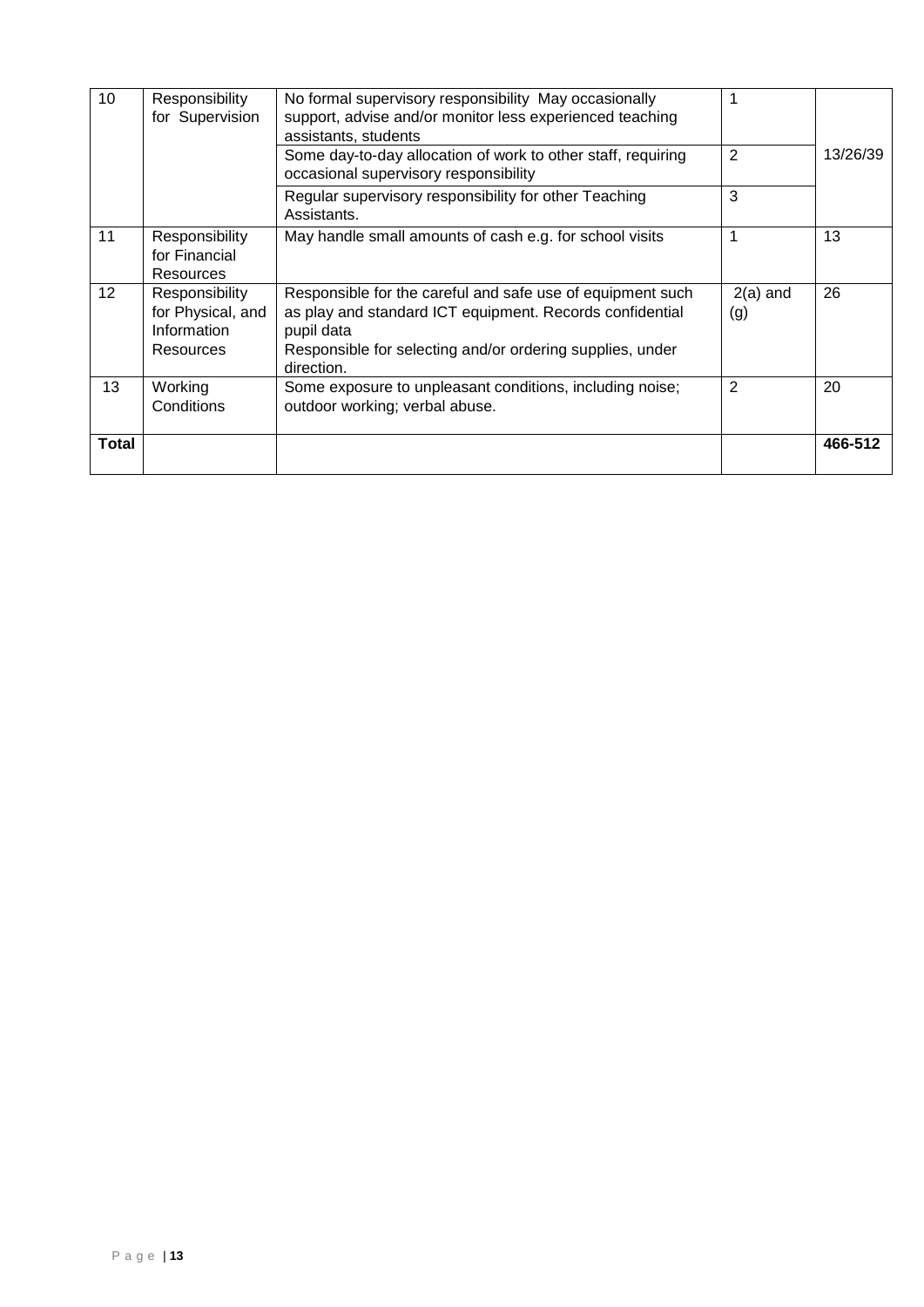| 10 | Responsibility for Supervision | No formal supervisory responsibility May occasionally support, advise and/or monitor less experienced teaching assistants, students | 1 | 13/26/39 |
|---|---|---|---|---|
| | | Some day-to-day allocation of work to other staff, requiring occasional supervisory responsibility | 2 | |
| | | Regular supervisory responsibility for other Teaching Assistants. | 3 | |
| 11 | Responsibility for Financial Resources | May handle small amounts of cash e.g. for school visits | 1 | 13 |
| 12 | Responsibility for Physical, and Information Resources | Responsible for the careful and safe use of equipment such as play and standard ICT equipment. Records confidential pupil data<br>Responsible for selecting and/or ordering supplies, under direction. | 2(a) and (g) | 26 |
| 13 | Working Conditions | Some exposure to unpleasant conditions, including noise; outdoor working; verbal abuse. | 2 | 20 |
| **Total** | | | | **466-512** |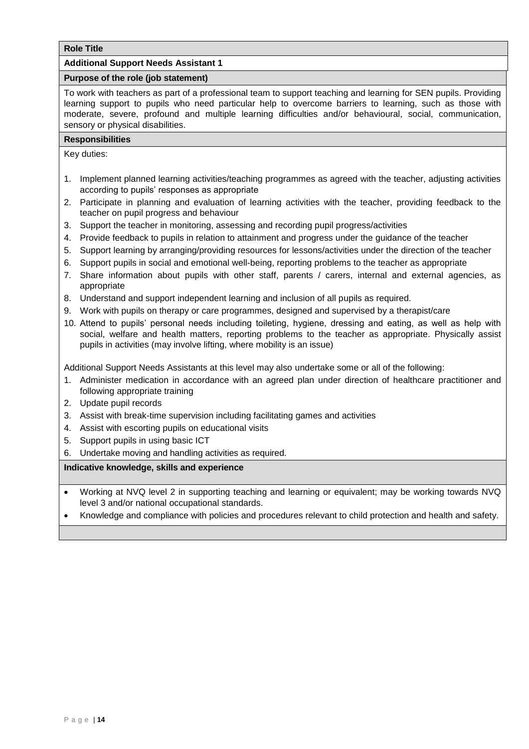**Role Title**

**Additional Support Needs Assistant 1**

**Purpose of the role (job statement)**

To work with teachers as part of a professional team to support teaching and learning for SEN pupils. Providing learning support to pupils who need particular help to overcome barriers to learning, such as those with moderate, severe, profound and multiple learning difficulties and/or behavioural, social, communication, sensory or physical disabilities.

**Responsibilities**

Key duties:

1. Implement planned learning activities/teaching programmes as agreed with the teacher, adjusting activities according to pupils' responses as appropriate
2. Participate in planning and evaluation of learning activities with the teacher, providing feedback to the teacher on pupil progress and behaviour
3. Support the teacher in monitoring, assessing and recording pupil progress/activities
4. Provide feedback to pupils in relation to attainment and progress under the guidance of the teacher
5. Support learning by arranging/providing resources for lessons/activities under the direction of the teacher
6. Support pupils in social and emotional well-being, reporting problems to the teacher as appropriate
7. Share information about pupils with other staff, parents / carers, internal and external agencies, as appropriate
8. Understand and support independent learning and inclusion of all pupils as required.
9. Work with pupils on therapy or care programmes, designed and supervised by a therapist/care
10. Attend to pupils' personal needs including toileting, hygiene, dressing and eating, as well as help with social, welfare and health matters, reporting problems to the teacher as appropriate. Physically assist pupils in activities (may involve lifting, where mobility is an issue)

Additional Support Needs Assistants at this level may also undertake some or all of the following:

1. Administer medication in accordance with an agreed plan under direction of healthcare practitioner and following appropriate training
2. Update pupil records
3. Assist with break-time supervision including facilitating games and activities
4. Assist with escorting pupils on educational visits
5. Support pupils in using basic ICT
6. Undertake moving and handling activities as required.

**Indicative knowledge, skills and experience**

- Working at NVQ level 2 in supporting teaching and learning or equivalent; may be working towards NVQ level 3 and/or national occupational standards.
- Knowledge and compliance with policies and procedures relevant to child protection and health and safety.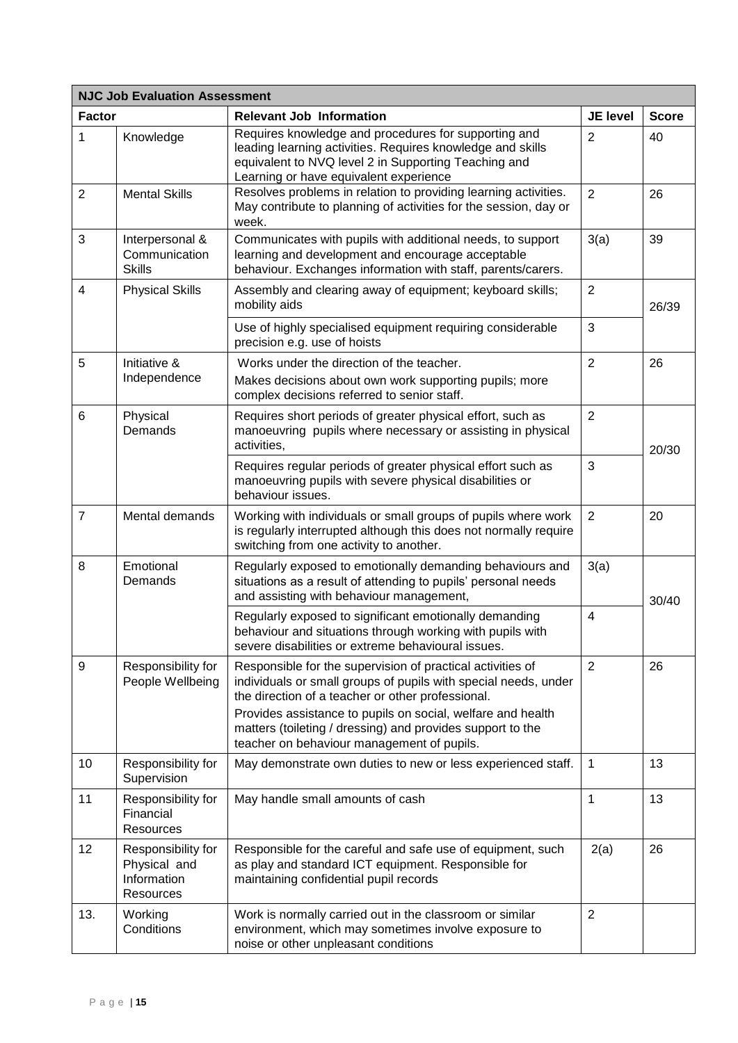| NJC Job Evaluation Assessment | | | | |
|---|---|---|---|---|
| **Factor** | | **Relevant Job Information** | **JE level** | **Score** |
| 1 | Knowledge | Requires knowledge and procedures for supporting and leading learning activities. Requires knowledge and skills equivalent to NVQ level 2 in Supporting Teaching and Learning or have equivalent experience | 2 | 40 |
| 2 | Mental Skills | Resolves problems in relation to providing learning activities. May contribute to planning of activities for the session, day or week. | 2 | 26 |
| 3 | Interpersonal & Communication Skills | Communicates with pupils with additional needs, to support learning and development and encourage acceptable behaviour. Exchanges information with staff, parents/carers. | 3(a) | 39 |
| 4 | Physical Skills | Assembly and clearing away of equipment; keyboard skills; mobility aids | 2 | 26/39 |
| | | Use of highly specialised equipment requiring considerable precision e.g. use of hoists | 3 | |
| 5 | Initiative & Independence | Works under the direction of the teacher.<br>Makes decisions about own work supporting pupils; more complex decisions referred to senior staff. | 2 | 26 |
| 6 | Physical Demands | Requires short periods of greater physical effort, such as manoeuvring pupils where necessary or assisting in physical activities, | 2 | 20/30 |
| | | Requires regular periods of greater physical effort such as manoeuvring pupils with severe physical disabilities or behaviour issues. | 3 | |
| 7 | Mental demands | Working with individuals or small groups of pupils where work is regularly interrupted although this does not normally require switching from one activity to another. | 2 | 20 |
| 8 | Emotional Demands | Regularly exposed to emotionally demanding behaviours and situations as a result of attending to pupils' personal needs and assisting with behaviour management, | 3(a) | 30/40 |
| | | Regularly exposed to significant emotionally demanding behaviour and situations through working with pupils with severe disabilities or extreme behavioural issues. | 4 | |
| 9 | Responsibility for People Wellbeing | Responsible for the supervision of practical activities of individuals or small groups of pupils with special needs, under the direction of a teacher or other professional.<br>Provides assistance to pupils on social, welfare and health matters (toileting / dressing) and provides support to the teacher on behaviour management of pupils. | 2 | 26 |
| 10 | Responsibility for Supervision | May demonstrate own duties to new or less experienced staff. | 1 | 13 |
| 11 | Responsibility for Financial Resources | May handle small amounts of cash | 1 | 13 |
| 12 | Responsibility for Physical and Information Resources | Responsible for the careful and safe use of equipment, such as play and standard ICT equipment. Responsible for maintaining confidential pupil records | 2(a) | 26 |
| 13. | Working Conditions | Work is normally carried out in the classroom or similar environment, which may sometimes involve exposure to noise or other unpleasant conditions | 2 | |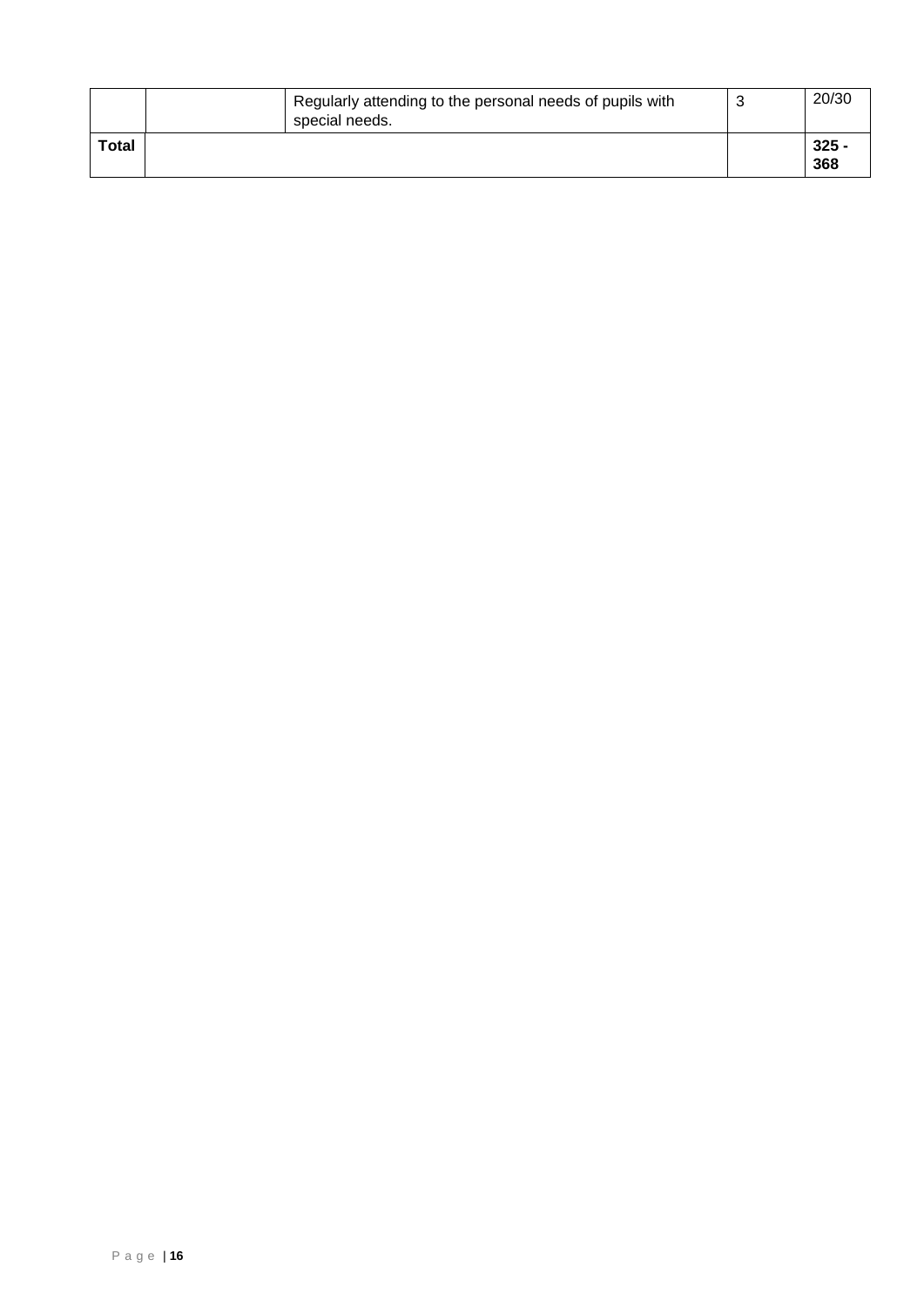| | | | | |
|---|---|---|---|---|
| | | Regularly attending to the personal needs of pupils with special needs. | 3 | 20/30 |
| **Total** | | | | **325 - 368** |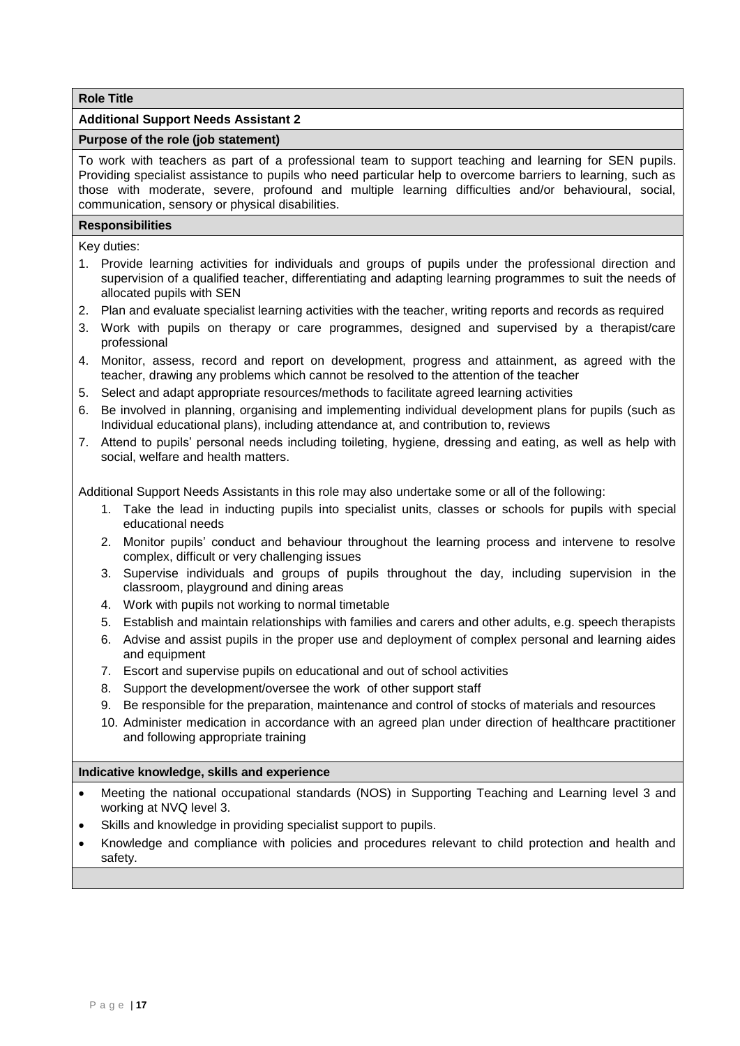**Role Title**

**Additional Support Needs Assistant 2**

**Purpose of the role (job statement)**

To work with teachers as part of a professional team to support teaching and learning for SEN pupils. Providing specialist assistance to pupils who need particular help to overcome barriers to learning, such as those with moderate, severe, profound and multiple learning difficulties and/or behavioural, social, communication, sensory or physical disabilities.

**Responsibilities**

Key duties:

1. Provide learning activities for individuals and groups of pupils under the professional direction and supervision of a qualified teacher, differentiating and adapting learning programmes to suit the needs of allocated pupils with SEN
2. Plan and evaluate specialist learning activities with the teacher, writing reports and records as required
3. Work with pupils on therapy or care programmes, designed and supervised by a therapist/care professional
4. Monitor, assess, record and report on development, progress and attainment, as agreed with the teacher, drawing any problems which cannot be resolved to the attention of the teacher
5. Select and adapt appropriate resources/methods to facilitate agreed learning activities
6. Be involved in planning, organising and implementing individual development plans for pupils (such as Individual educational plans), including attendance at, and contribution to, reviews
7. Attend to pupils' personal needs including toileting, hygiene, dressing and eating, as well as help with social, welfare and health matters.

Additional Support Needs Assistants in this role may also undertake some or all of the following:

1. Take the lead in inducting pupils into specialist units, classes or schools for pupils with special educational needs
2. Monitor pupils' conduct and behaviour throughout the learning process and intervene to resolve complex, difficult or very challenging issues
3. Supervise individuals and groups of pupils throughout the day, including supervision in the classroom, playground and dining areas
4. Work with pupils not working to normal timetable
5. Establish and maintain relationships with families and carers and other adults, e.g. speech therapists
6. Advise and assist pupils in the proper use and deployment of complex personal and learning aides and equipment
7. Escort and supervise pupils on educational and out of school activities
8. Support the development/oversee the work of other support staff
9. Be responsible for the preparation, maintenance and control of stocks of materials and resources
10. Administer medication in accordance with an agreed plan under direction of healthcare practitioner and following appropriate training

**Indicative knowledge, skills and experience**

- Meeting the national occupational standards (NOS) in Supporting Teaching and Learning level 3 and working at NVQ level 3.
- Skills and knowledge in providing specialist support to pupils.
- Knowledge and compliance with policies and procedures relevant to child protection and health and safety.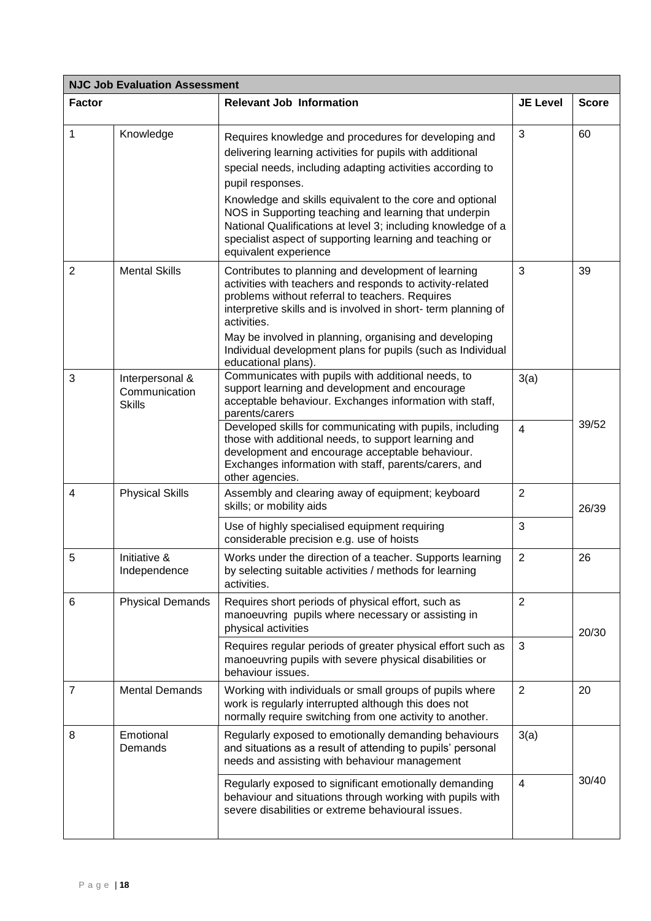| NJC Job Evaluation Assessment | | | | |
|---|---|---|---|---|
| **Factor** | | **Relevant Job Information** | **JE Level** | **Score** |
| 1 | Knowledge | Requires knowledge and procedures for developing and delivering learning activities for pupils with additional special needs, including adapting activities according to pupil responses.<br><br>Knowledge and skills equivalent to the core and optional NOS in Supporting teaching and learning that underpin National Qualifications at level 3; including knowledge of a specialist aspect of supporting learning and teaching or equivalent experience | 3 | 60 |
| 2 | Mental Skills | Contributes to planning and development of learning activities with teachers and responds to activity-related problems without referral to teachers. Requires interpretive skills and is involved in short- term planning of activities.<br><br>May be involved in planning, organising and developing Individual development plans for pupils (such as Individual educational plans). | 3 | 39 |
| 3 | Interpersonal & Communication Skills | Communicates with pupils with additional needs, to support learning and development and encourage acceptable behaviour. Exchanges information with staff, parents/carers | 3(a) | 39/52 |
| | | Developed skills for communicating with pupils, including those with additional needs, to support learning and development and encourage acceptable behaviour. Exchanges information with staff, parents/carers, and other agencies. | 4 | |
| 4 | Physical Skills | Assembly and clearing away of equipment; keyboard skills; or mobility aids | 2 | 26/39 |
| | | Use of highly specialised equipment requiring considerable precision e.g. use of hoists | 3 | |
| 5 | Initiative & Independence | Works under the direction of a teacher. Supports learning by selecting suitable activities / methods for learning activities. | 2 | 26 |
| 6 | Physical Demands | Requires short periods of physical effort, such as manoeuvring pupils where necessary or assisting in physical activities | 2 | 20/30 |
| | | Requires regular periods of greater physical effort such as manoeuvring pupils with severe physical disabilities or behaviour issues. | 3 | |
| 7 | Mental Demands | Working with individuals or small groups of pupils where work is regularly interrupted although this does not normally require switching from one activity to another. | 2 | 20 |
| 8 | Emotional Demands | Regularly exposed to emotionally demanding behaviours and situations as a result of attending to pupils' personal needs and assisting with behaviour management | 3(a) | 30/40 |
| | | Regularly exposed to significant emotionally demanding behaviour and situations through working with pupils with severe disabilities or extreme behavioural issues. | 4 | |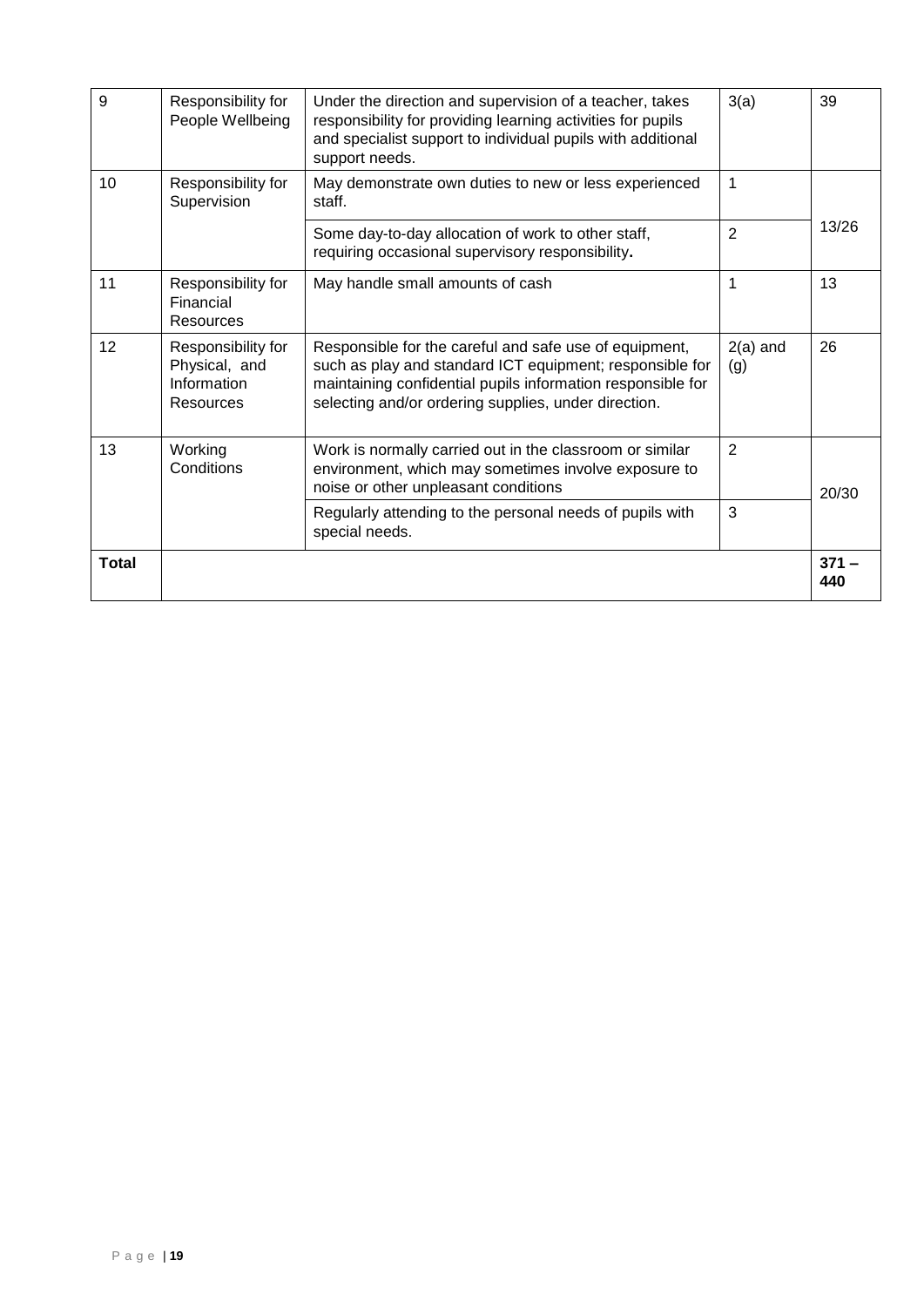| 9 | Responsibility for People Wellbeing | Under the direction and supervision of a teacher, takes responsibility for providing learning activities for pupils and specialist support to individual pupils with additional support needs. | 3(a) | 39 |
|---|---|---|---|---|
| 10 | Responsibility for Supervision | May demonstrate own duties to new or less experienced staff. | 1 | 13/26 |
| | | Some day-to-day allocation of work to other staff, requiring occasional supervisory responsibility**.** | 2 | |
| 11 | Responsibility for Financial Resources | May handle small amounts of cash | 1 | 13 |
| 12 | Responsibility for Physical, and Information Resources | Responsible for the careful and safe use of equipment, such as play and standard ICT equipment; responsible for maintaining confidential pupils information responsible for selecting and/or ordering supplies, under direction. | 2(a) and (g) | 26 |
| 13 | Working Conditions | Work is normally carried out in the classroom or similar environment, which may sometimes involve exposure to noise or other unpleasant conditions | 2 | 20/30 |
| | | Regularly attending to the personal needs of pupils with special needs. | 3 | |
| **Total** | | | | **371 – 440** |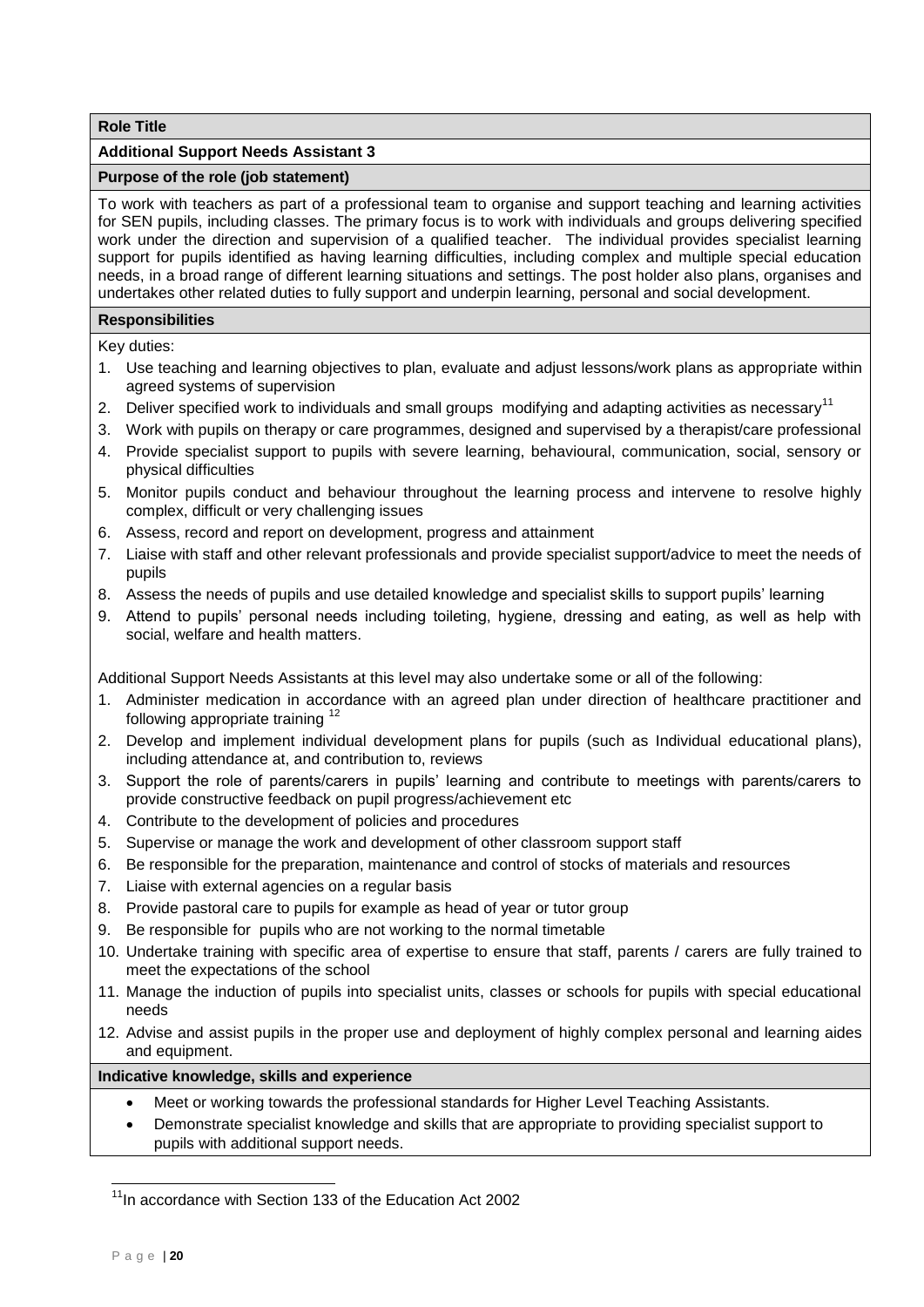**Role Title**

**Additional Support Needs Assistant 3**

**Purpose of the role (job statement)**

To work with teachers as part of a professional team to organise and support teaching and learning activities for SEN pupils, including classes. The primary focus is to work with individuals and groups delivering specified work under the direction and supervision of a qualified teacher. The individual provides specialist learning support for pupils identified as having learning difficulties, including complex and multiple special education needs, in a broad range of different learning situations and settings. The post holder also plans, organises and undertakes other related duties to fully support and underpin learning, personal and social development.

**Responsibilities**

Key duties:

1. Use teaching and learning objectives to plan, evaluate and adjust lessons/work plans as appropriate within agreed systems of supervision
2. Deliver specified work to individuals and small groups modifying and adapting activities as necessary[11]
3. Work with pupils on therapy or care programmes, designed and supervised by a therapist/care professional
4. Provide specialist support to pupils with severe learning, behavioural, communication, social, sensory or physical difficulties
5. Monitor pupils conduct and behaviour throughout the learning process and intervene to resolve highly complex, difficult or very challenging issues
6. Assess, record and report on development, progress and attainment
7. Liaise with staff and other relevant professionals and provide specialist support/advice to meet the needs of pupils
8. Assess the needs of pupils and use detailed knowledge and specialist skills to support pupils' learning
9. Attend to pupils' personal needs including toileting, hygiene, dressing and eating, as well as help with social, welfare and health matters.

Additional Support Needs Assistants at this level may also undertake some or all of the following:

1. Administer medication in accordance with an agreed plan under direction of healthcare practitioner and following appropriate training [12]
2. Develop and implement individual development plans for pupils (such as Individual educational plans), including attendance at, and contribution to, reviews
3. Support the role of parents/carers in pupils' learning and contribute to meetings with parents/carers to provide constructive feedback on pupil progress/achievement etc
4. Contribute to the development of policies and procedures
5. Supervise or manage the work and development of other classroom support staff
6. Be responsible for the preparation, maintenance and control of stocks of materials and resources
7. Liaise with external agencies on a regular basis
8. Provide pastoral care to pupils for example as head of year or tutor group
9. Be responsible for pupils who are not working to the normal timetable
10. Undertake training with specific area of expertise to ensure that staff, parents / carers are fully trained to meet the expectations of the school
11. Manage the induction of pupils into specialist units, classes or schools for pupils with special educational needs
12. Advise and assist pupils in the proper use and deployment of highly complex personal and learning aides and equipment.

**Indicative knowledge, skills and experience**

- Meet or working towards the professional standards for Higher Level Teaching Assistants.
- Demonstrate specialist knowledge and skills that are appropriate to providing specialist support to pupils with additional support needs.

---

[11] In accordance with Section 133 of the Education Act 2002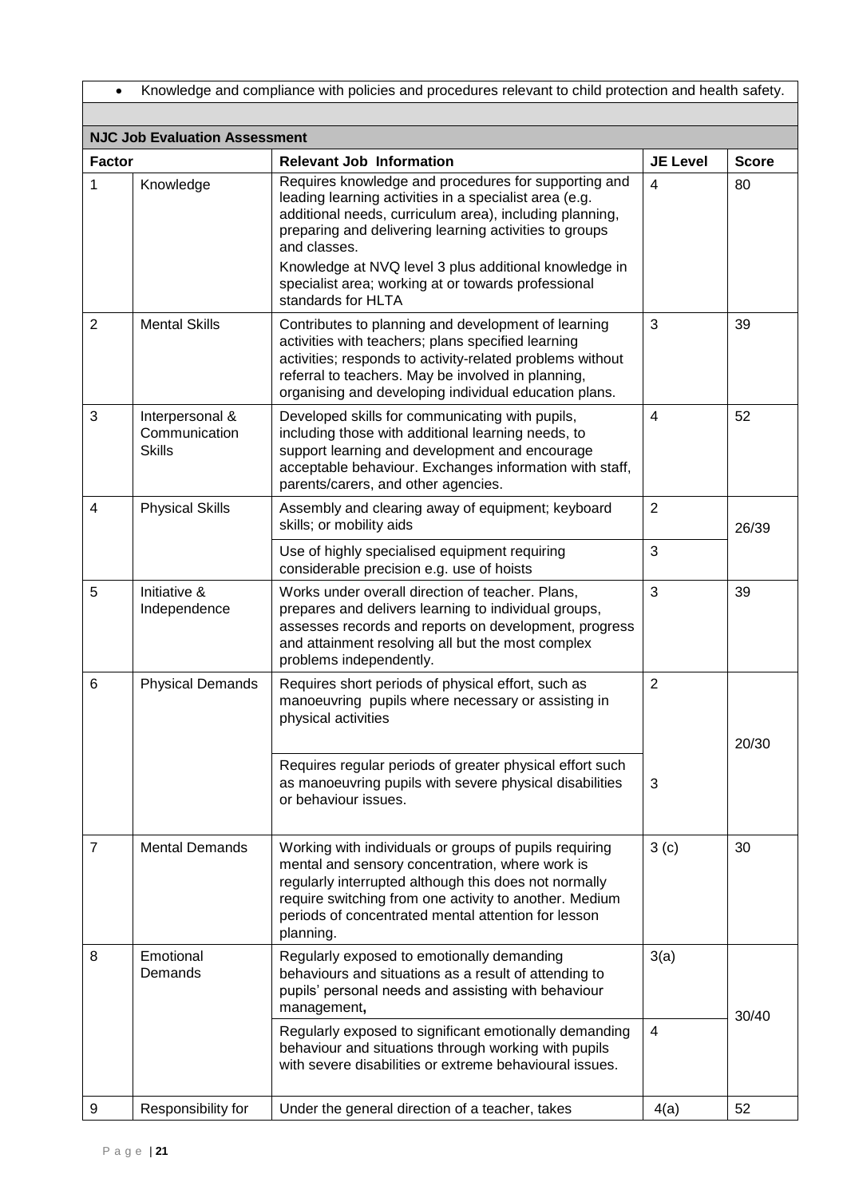- Knowledge and compliance with policies and procedures relevant to child protection and health safety.

**NJC Job Evaluation Assessment**

| Factor | | Relevant Job Information | JE Level | Score |
|---|---|---|---|---|
| 1 | Knowledge | Requires knowledge and procedures for supporting and leading learning activities in a specialist area (e.g. additional needs, curriculum area), including planning, preparing and delivering learning activities to groups and classes.<br><br>Knowledge at NVQ level 3 plus additional knowledge in specialist area; working at or towards professional standards for HLTA | 4 | 80 |
| 2 | Mental Skills | Contributes to planning and development of learning activities with teachers; plans specified learning activities; responds to activity-related problems without referral to teachers. May be involved in planning, organising and developing individual education plans. | 3 | 39 |
| 3 | Interpersonal & Communication Skills | Developed skills for communicating with pupils, including those with additional learning needs, to support learning and development and encourage acceptable behaviour. Exchanges information with staff, parents/carers, and other agencies. | 4 | 52 |
| 4 | Physical Skills | Assembly and clearing away of equipment; keyboard skills; or mobility aids | 2 | 26/39 |
| | | Use of highly specialised equipment requiring considerable precision e.g. use of hoists | 3 | |
| 5 | Initiative & Independence | Works under overall direction of teacher. Plans, prepares and delivers learning to individual groups, assesses records and reports on development, progress and attainment resolving all but the most complex problems independently. | 3 | 39 |
| 6 | Physical Demands | Requires short periods of physical effort, such as manoeuvring pupils where necessary or assisting in physical activities | 2 | 20/30 |
| | | Requires regular periods of greater physical effort such as manoeuvring pupils with severe physical disabilities or behaviour issues. | 3 | |
| 7 | Mental Demands | Working with individuals or groups of pupils requiring mental and sensory concentration, where work is regularly interrupted although this does not normally require switching from one activity to another. Medium periods of concentrated mental attention for lesson planning. | 3 (c) | 30 |
| 8 | Emotional Demands | Regularly exposed to emotionally demanding behaviours and situations as a result of attending to pupils' personal needs and assisting with behaviour management**,** | 3(a) | 30/40 |
| | | Regularly exposed to significant emotionally demanding behaviour and situations through working with pupils with severe disabilities or extreme behavioural issues. | 4 | |
| 9 | Responsibility for | Under the general direction of a teacher, takes | 4(a) | 52 |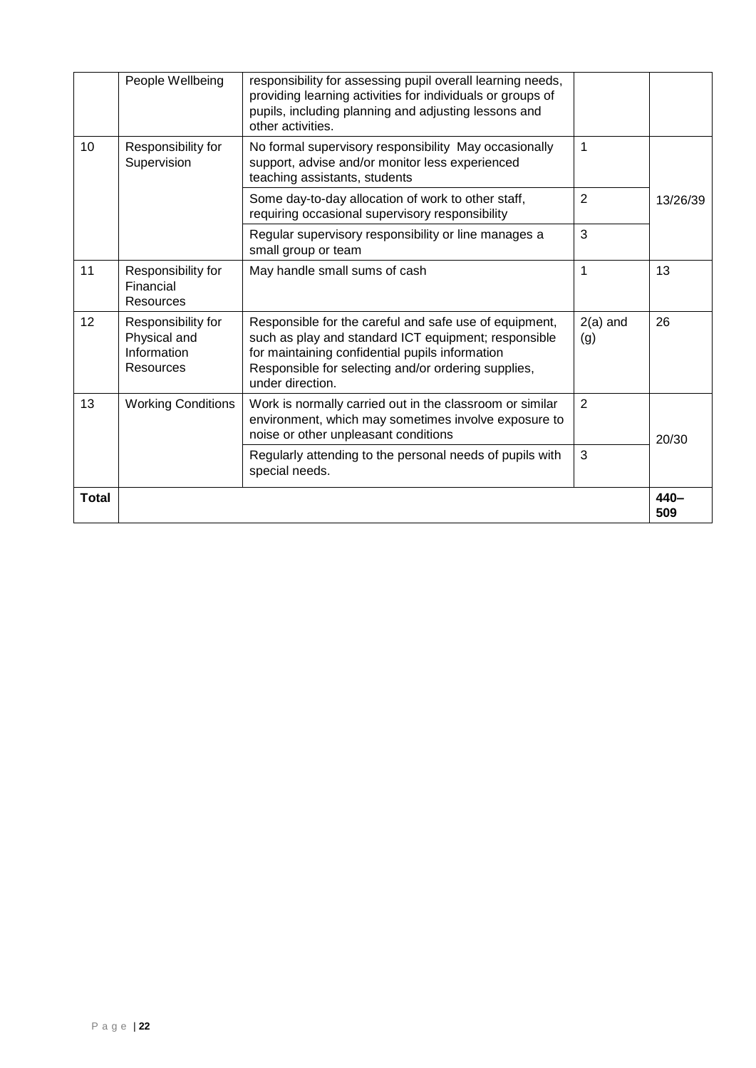|  |  |  |  |  |
|---|---|---|---|---|
|  | People Wellbeing | responsibility for assessing pupil overall learning needs, providing learning activities for individuals or groups of pupils, including planning and adjusting lessons and other activities. |  |  |
| 10 | Responsibility for Supervision | No formal supervisory responsibility May occasionally support, advise and/or monitor less experienced teaching assistants, students | 1 | 13/26/39 |
|  |  | Some day-to-day allocation of work to other staff, requiring occasional supervisory responsibility | 2 |  |
|  |  | Regular supervisory responsibility or line manages a small group or team | 3 |  |
| 11 | Responsibility for Financial Resources | May handle small sums of cash | 1 | 13 |
| 12 | Responsibility for Physical and Information Resources | Responsible for the careful and safe use of equipment, such as play and standard ICT equipment; responsible for maintaining confidential pupils information Responsible for selecting and/or ordering supplies, under direction. | 2(a) and (g) | 26 |
| 13 | Working Conditions | Work is normally carried out in the classroom or similar environment, which may sometimes involve exposure to noise or other unpleasant conditions | 2 | 20/30 |
|  |  | Regularly attending to the personal needs of pupils with special needs. | 3 |  |
| **Total** |  |  |  | **440–509** |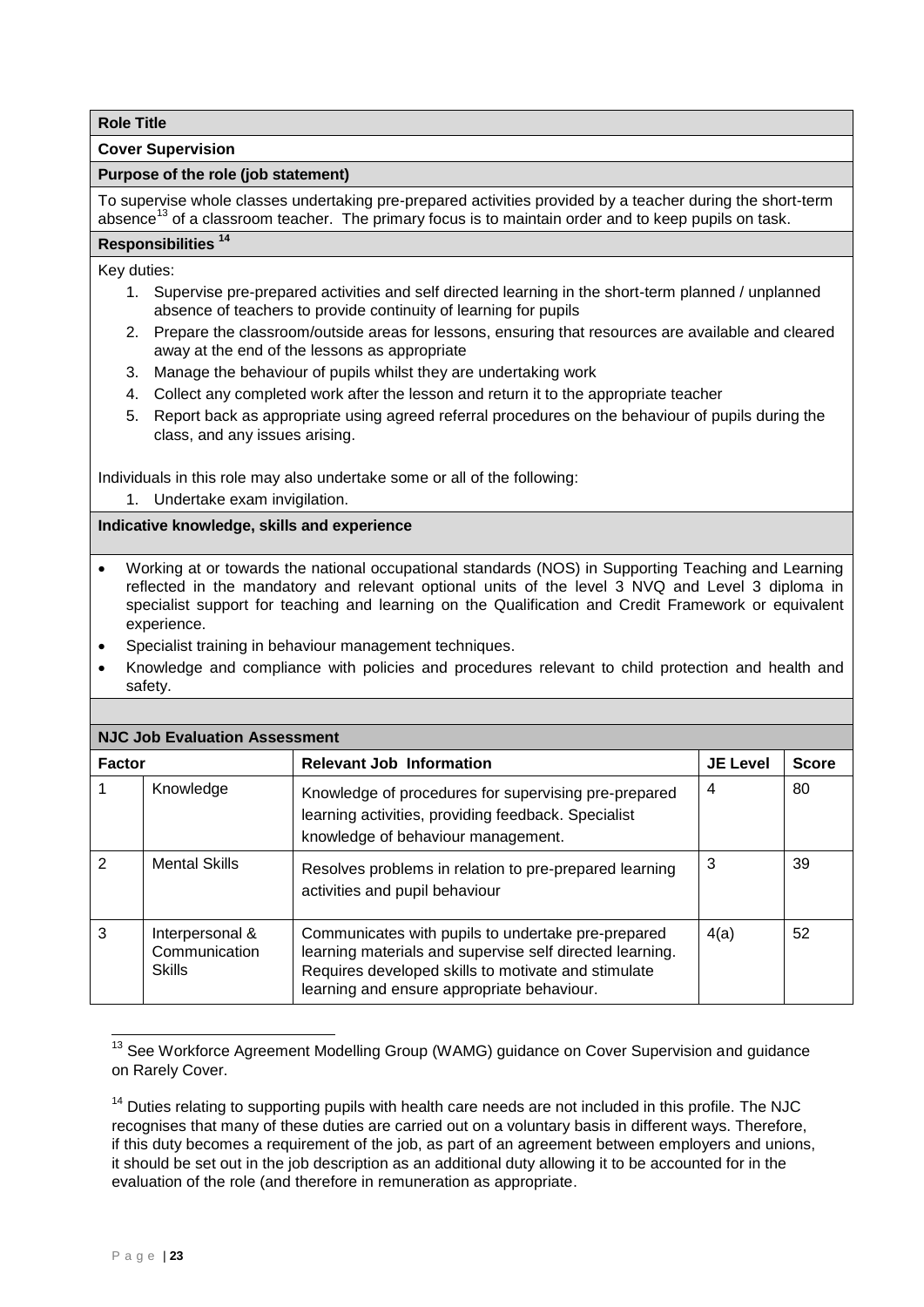**Role Title**

**Cover Supervision**

**Purpose of the role (job statement)**

To supervise whole classes undertaking pre-prepared activities provided by a teacher during the short-term absence[13] of a classroom teacher. The primary focus is to maintain order and to keep pupils on task.

**Responsibilities [14]**

Key duties:

1. Supervise pre-prepared activities and self directed learning in the short-term planned / unplanned absence of teachers to provide continuity of learning for pupils
2. Prepare the classroom/outside areas for lessons, ensuring that resources are available and cleared away at the end of the lessons as appropriate
3. Manage the behaviour of pupils whilst they are undertaking work
4. Collect any completed work after the lesson and return it to the appropriate teacher
5. Report back as appropriate using agreed referral procedures on the behaviour of pupils during the class, and any issues arising.

Individuals in this role may also undertake some or all of the following:

1. Undertake exam invigilation.

**Indicative knowledge, skills and experience**

- Working at or towards the national occupational standards (NOS) in Supporting Teaching and Learning reflected in the mandatory and relevant optional units of the level 3 NVQ and Level 3 diploma in specialist support for teaching and learning on the Qualification and Credit Framework or equivalent experience.
- Specialist training in behaviour management techniques.
- Knowledge and compliance with policies and procedures relevant to child protection and health and safety.

**NJC Job Evaluation Assessment**

| Factor | | Relevant Job Information | JE Level | Score |
|---|---|---|---|---|
| 1 | Knowledge | Knowledge of procedures for supervising pre-prepared learning activities, providing feedback. Specialist knowledge of behaviour management. | 4 | 80 |
| 2 | Mental Skills | Resolves problems in relation to pre-prepared learning activities and pupil behaviour | 3 | 39 |
| 3 | Interpersonal & Communication Skills | Communicates with pupils to undertake pre-prepared learning materials and supervise self directed learning. Requires developed skills to motivate and stimulate learning and ensure appropriate behaviour. | 4(a) | 52 |

[13] See Workforce Agreement Modelling Group (WAMG) guidance on Cover Supervision and guidance on Rarely Cover.

[14] Duties relating to supporting pupils with health care needs are not included in this profile. The NJC recognises that many of these duties are carried out on a voluntary basis in different ways. Therefore, if this duty becomes a requirement of the job, as part of an agreement between employers and unions, it should be set out in the job description as an additional duty allowing it to be accounted for in the evaluation of the role (and therefore in remuneration as appropriate.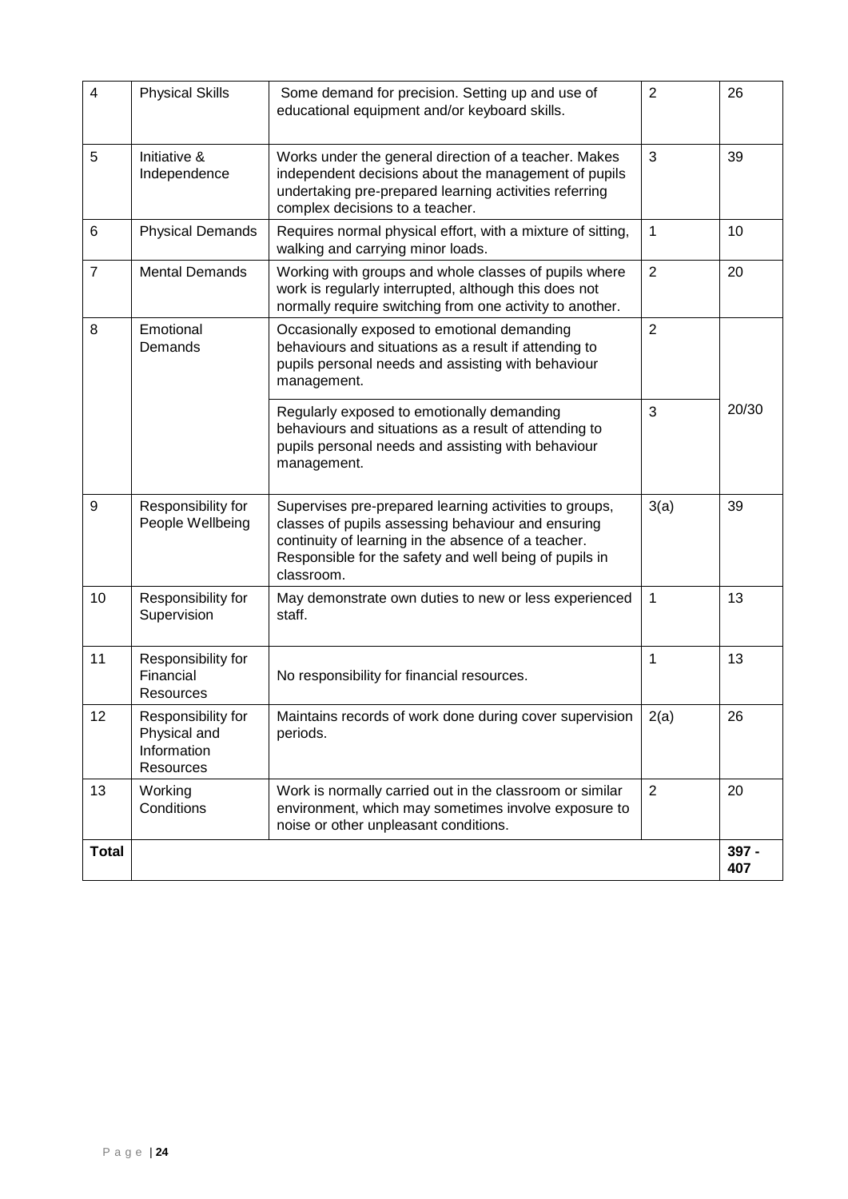| | | | | |
|---|---|---|---|---|
| 4 | Physical Skills | Some demand for precision. Setting up and use of educational equipment and/or keyboard skills. | 2 | 26 |
| 5 | Initiative & Independence | Works under the general direction of a teacher. Makes independent decisions about the management of pupils undertaking pre-prepared learning activities referring complex decisions to a teacher. | 3 | 39 |
| 6 | Physical Demands | Requires normal physical effort, with a mixture of sitting, walking and carrying minor loads. | 1 | 10 |
| 7 | Mental Demands | Working with groups and whole classes of pupils where work is regularly interrupted, although this does not normally require switching from one activity to another. | 2 | 20 |
| 8 | Emotional Demands | Occasionally exposed to emotional demanding behaviours and situations as a result if attending to pupils personal needs and assisting with behaviour management. | 2 | 20/30 |
| | | Regularly exposed to emotionally demanding behaviours and situations as a result of attending to pupils personal needs and assisting with behaviour management. | 3 | |
| 9 | Responsibility for People Wellbeing | Supervises pre-prepared learning activities to groups, classes of pupils assessing behaviour and ensuring continuity of learning in the absence of a teacher. Responsible for the safety and well being of pupils in classroom. | 3(a) | 39 |
| 10 | Responsibility for Supervision | May demonstrate own duties to new or less experienced staff. | 1 | 13 |
| 11 | Responsibility for Financial Resources | No responsibility for financial resources. | 1 | 13 |
| 12 | Responsibility for Physical and Information Resources | Maintains records of work done during cover supervision periods. | 2(a) | 26 |
| 13 | Working Conditions | Work is normally carried out in the classroom or similar environment, which may sometimes involve exposure to noise or other unpleasant conditions. | 2 | 20 |
| **Total** | | | | **397 - 407** |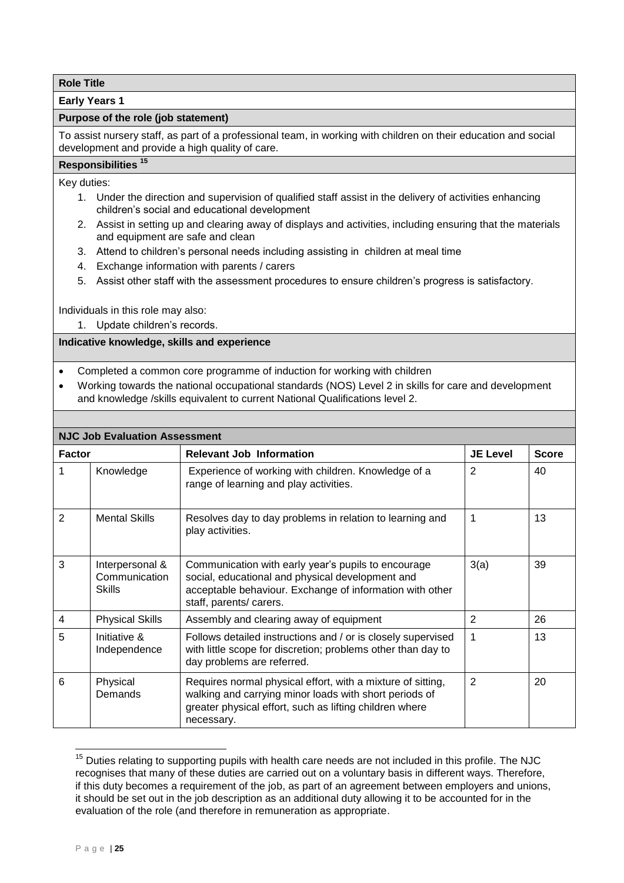**Role Title**

**Early Years 1**

**Purpose of the role (job statement)**

To assist nursery staff, as part of a professional team, in working with children on their education and social development and provide a high quality of care.

**Responsibilities [15]**

Key duties:

1. Under the direction and supervision of qualified staff assist in the delivery of activities enhancing children's social and educational development
2. Assist in setting up and clearing away of displays and activities, including ensuring that the materials and equipment are safe and clean
3. Attend to children's personal needs including assisting in children at meal time
4. Exchange information with parents / carers
5. Assist other staff with the assessment procedures to ensure children's progress is satisfactory.

Individuals in this role may also:

1. Update children's records.

**Indicative knowledge, skills and experience**

- Completed a common core programme of induction for working with children
- Working towards the national occupational standards (NOS) Level 2 in skills for care and development and knowledge /skills equivalent to current National Qualifications level 2.

**NJC Job Evaluation Assessment**

| Factor | | Relevant Job Information | JE Level | Score |
|---|---|---|---|---|
| 1 | Knowledge | Experience of working with children. Knowledge of a range of learning and play activities. | 2 | 40 |
| 2 | Mental Skills | Resolves day to day problems in relation to learning and play activities. | 1 | 13 |
| 3 | Interpersonal & Communication Skills | Communication with early year's pupils to encourage social, educational and physical development and acceptable behaviour. Exchange of information with other staff, parents/ carers. | 3(a) | 39 |
| 4 | Physical Skills | Assembly and clearing away of equipment | 2 | 26 |
| 5 | Initiative & Independence | Follows detailed instructions and / or is closely supervised with little scope for discretion; problems other than day to day problems are referred. | 1 | 13 |
| 6 | Physical Demands | Requires normal physical effort, with a mixture of sitting, walking and carrying minor loads with short periods of greater physical effort, such as lifting children where necessary. | 2 | 20 |

[15] Duties relating to supporting pupils with health care needs are not included in this profile. The NJC recognises that many of these duties are carried out on a voluntary basis in different ways. Therefore, if this duty becomes a requirement of the job, as part of an agreement between employers and unions, it should be set out in the job description as an additional duty allowing it to be accounted for in the evaluation of the role (and therefore in remuneration as appropriate.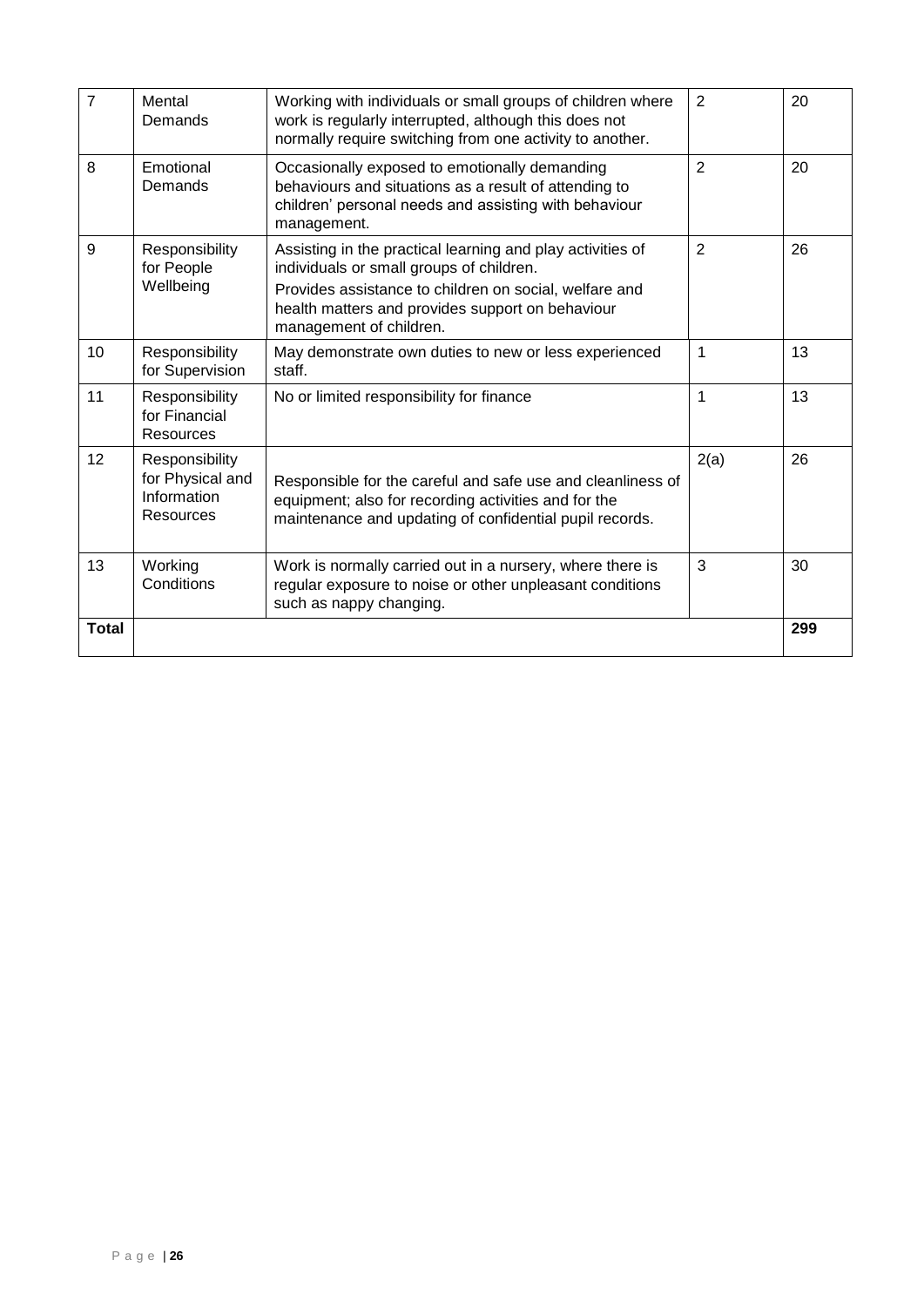| 7 | Mental Demands | Working with individuals or small groups of children where work is regularly interrupted, although this does not normally require switching from one activity to another. | 2 | 20 |
|---|---|---|---|---|
| 8 | Emotional Demands | Occasionally exposed to emotionally demanding behaviours and situations as a result of attending to children' personal needs and assisting with behaviour management. | 2 | 20 |
| 9 | Responsibility for People Wellbeing | Assisting in the practical learning and play activities of individuals or small groups of children.<br>Provides assistance to children on social, welfare and health matters and provides support on behaviour management of children. | 2 | 26 |
| 10 | Responsibility for Supervision | May demonstrate own duties to new or less experienced staff. | 1 | 13 |
| 11 | Responsibility for Financial Resources | No or limited responsibility for finance | 1 | 13 |
| 12 | Responsibility for Physical and Information Resources | Responsible for the careful and safe use and cleanliness of equipment; also for recording activities and for the maintenance and updating of confidential pupil records. | 2(a) | 26 |
| 13 | Working Conditions | Work is normally carried out in a nursery, where there is regular exposure to noise or other unpleasant conditions such as nappy changing. | 3 | 30 |
| **Total** | | | | **299** |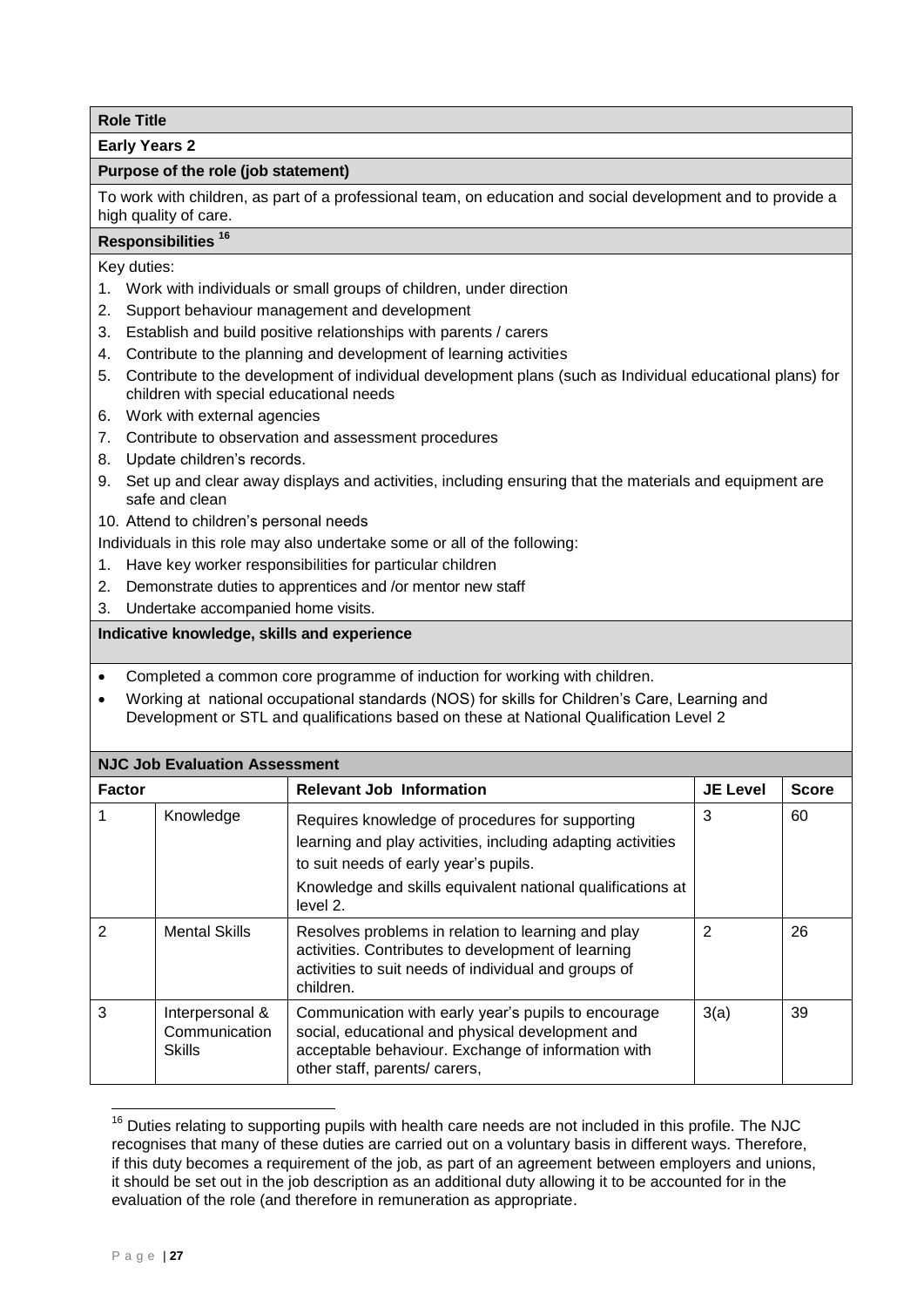**Role Title**

**Early Years 2**

**Purpose of the role (job statement)**

To work with children, as part of a professional team, on education and social development and to provide a high quality of care.

**Responsibilities [16]**

Key duties:

1. Work with individuals or small groups of children, under direction
2. Support behaviour management and development
3. Establish and build positive relationships with parents / carers
4. Contribute to the planning and development of learning activities
5. Contribute to the development of individual development plans (such as Individual educational plans) for children with special educational needs
6. Work with external agencies
7. Contribute to observation and assessment procedures
8. Update children's records.
9. Set up and clear away displays and activities, including ensuring that the materials and equipment are safe and clean
10. Attend to children's personal needs

Individuals in this role may also undertake some or all of the following:

1. Have key worker responsibilities for particular children
2. Demonstrate duties to apprentices and /or mentor new staff
3. Undertake accompanied home visits.

**Indicative knowledge, skills and experience**

- Completed a common core programme of induction for working with children.
- Working at national occupational standards (NOS) for skills for Children's Care, Learning and Development or STL and qualifications based on these at National Qualification Level 2

**NJC Job Evaluation Assessment**

| Factor | | Relevant Job Information | JE Level | Score |
|---|---|---|---|---|
| 1 | Knowledge | Requires knowledge of procedures for supporting learning and play activities, including adapting activities to suit needs of early year's pupils.<br>Knowledge and skills equivalent national qualifications at level 2. | 3 | 60 |
| 2 | Mental Skills | Resolves problems in relation to learning and play activities. Contributes to development of learning activities to suit needs of individual and groups of children. | 2 | 26 |
| 3 | Interpersonal & Communication Skills | Communication with early year's pupils to encourage social, educational and physical development and acceptable behaviour. Exchange of information with other staff, parents/ carers, | 3(a) | 39 |

[16] Duties relating to supporting pupils with health care needs are not included in this profile. The NJC recognises that many of these duties are carried out on a voluntary basis in different ways. Therefore, if this duty becomes a requirement of the job, as part of an agreement between employers and unions, it should be set out in the job description as an additional duty allowing it to be accounted for in the evaluation of the role (and therefore in remuneration as appropriate.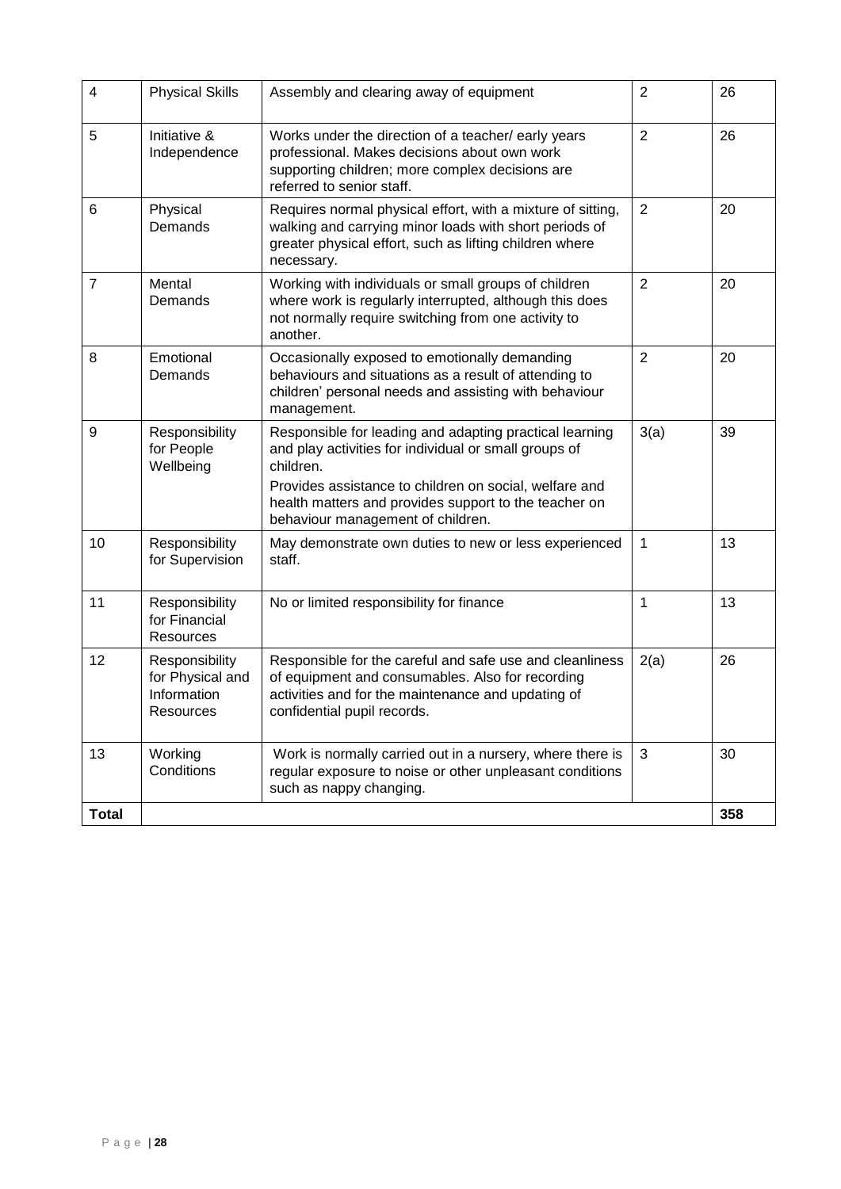| 4 | Physical Skills | Assembly and clearing away of equipment | 2 | 26 |
|---|---|---|---|---|
| 5 | Initiative & Independence | Works under the direction of a teacher/ early years professional. Makes decisions about own work supporting children; more complex decisions are referred to senior staff. | 2 | 26 |
| 6 | Physical Demands | Requires normal physical effort, with a mixture of sitting, walking and carrying minor loads with short periods of greater physical effort, such as lifting children where necessary. | 2 | 20 |
| 7 | Mental Demands | Working with individuals or small groups of children where work is regularly interrupted, although this does not normally require switching from one activity to another. | 2 | 20 |
| 8 | Emotional Demands | Occasionally exposed to emotionally demanding behaviours and situations as a result of attending to children' personal needs and assisting with behaviour management. | 2 | 20 |
| 9 | Responsibility for People Wellbeing | Responsible for leading and adapting practical learning and play activities for individual or small groups of children.<br>Provides assistance to children on social, welfare and health matters and provides support to the teacher on behaviour management of children. | 3(a) | 39 |
| 10 | Responsibility for Supervision | May demonstrate own duties to new or less experienced staff. | 1 | 13 |
| 11 | Responsibility for Financial Resources | No or limited responsibility for finance | 1 | 13 |
| 12 | Responsibility for Physical and Information Resources | Responsible for the careful and safe use and cleanliness of equipment and consumables. Also for recording activities and for the maintenance and updating of confidential pupil records. | 2(a) | 26 |
| 13 | Working Conditions | Work is normally carried out in a nursery, where there is regular exposure to noise or other unpleasant conditions such as nappy changing. | 3 | 30 |
| **Total** | | | | **358** |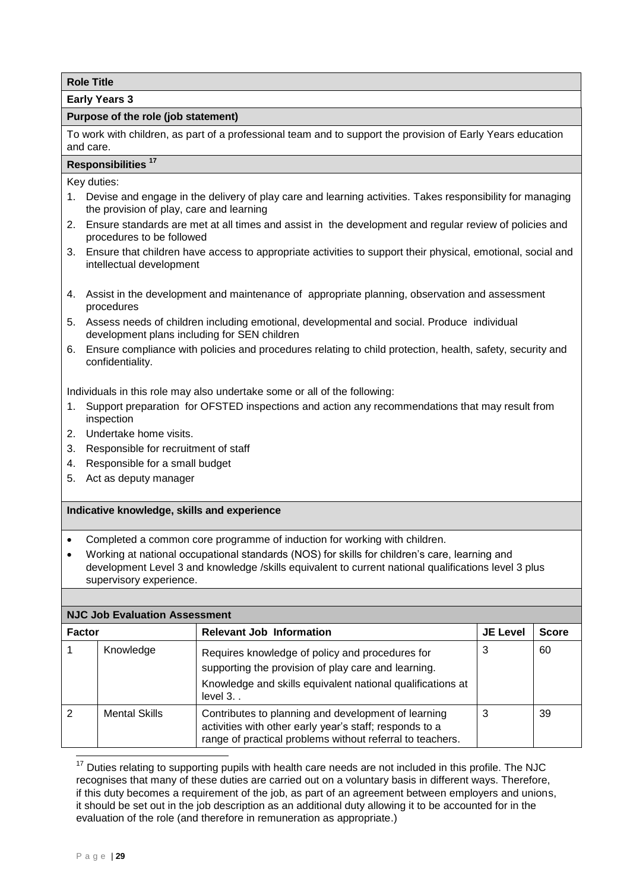**Role Title**

**Early Years 3**

**Purpose of the role (job statement)**

To work with children, as part of a professional team and to support the provision of Early Years education and care.

**Responsibilities [17]**

Key duties:

1. Devise and engage in the delivery of play care and learning activities. Takes responsibility for managing the provision of play, care and learning
2. Ensure standards are met at all times and assist in the development and regular review of policies and procedures to be followed
3. Ensure that children have access to appropriate activities to support their physical, emotional, social and intellectual development
4. Assist in the development and maintenance of appropriate planning, observation and assessment procedures
5. Assess needs of children including emotional, developmental and social. Produce individual development plans including for SEN children
6. Ensure compliance with policies and procedures relating to child protection, health, safety, security and confidentiality.

Individuals in this role may also undertake some or all of the following:

1. Support preparation for OFSTED inspections and action any recommendations that may result from inspection
2. Undertake home visits.
3. Responsible for recruitment of staff
4. Responsible for a small budget
5. Act as deputy manager

**Indicative knowledge, skills and experience**

- Completed a common core programme of induction for working with children.
- Working at national occupational standards (NOS) for skills for children's care, learning and development Level 3 and knowledge /skills equivalent to current national qualifications level 3 plus supervisory experience.

**NJC Job Evaluation Assessment**

| Factor | | Relevant Job Information | JE Level | Score |
|---|---|---|---|---|
| 1 | Knowledge | Requires knowledge of policy and procedures for supporting the provision of play care and learning. Knowledge and skills equivalent national qualifications at level 3. . | 3 | 60 |
| 2 | Mental Skills | Contributes to planning and development of learning activities with other early year's staff; responds to a range of practical problems without referral to teachers. | 3 | 39 |

[17] Duties relating to supporting pupils with health care needs are not included in this profile. The NJC recognises that many of these duties are carried out on a voluntary basis in different ways. Therefore, if this duty becomes a requirement of the job, as part of an agreement between employers and unions, it should be set out in the job description as an additional duty allowing it to be accounted for in the evaluation of the role (and therefore in remuneration as appropriate.)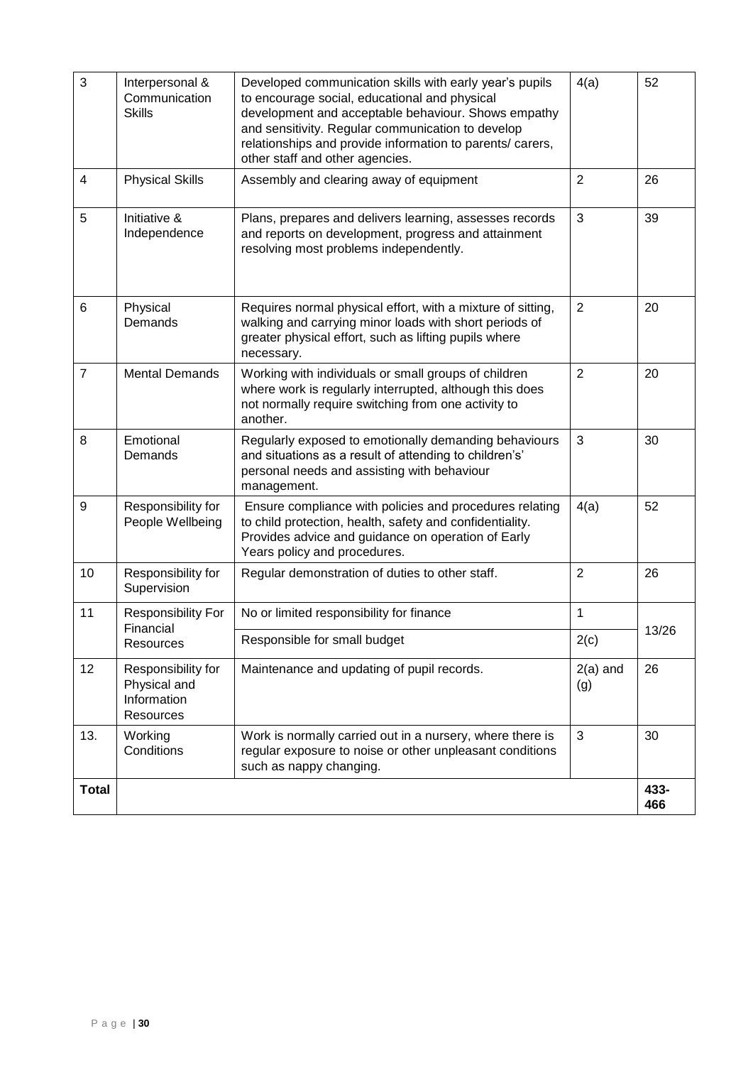| 3 | Interpersonal & Communication Skills | Developed communication skills with early year's pupils to encourage social, educational and physical development and acceptable behaviour. Shows empathy and sensitivity. Regular communication to develop relationships and provide information to parents/ carers, other staff and other agencies. | 4(a) | 52 |
|---|---|---|---|---|
| 4 | Physical Skills | Assembly and clearing away of equipment | 2 | 26 |
| 5 | Initiative & Independence | Plans, prepares and delivers learning, assesses records and reports on development, progress and attainment resolving most problems independently. | 3 | 39 |
| 6 | Physical Demands | Requires normal physical effort, with a mixture of sitting, walking and carrying minor loads with short periods of greater physical effort, such as lifting pupils where necessary. | 2 | 20 |
| 7 | Mental Demands | Working with individuals or small groups of children where work is regularly interrupted, although this does not normally require switching from one activity to another. | 2 | 20 |
| 8 | Emotional Demands | Regularly exposed to emotionally demanding behaviours and situations as a result of attending to children's' personal needs and assisting with behaviour management. | 3 | 30 |
| 9 | Responsibility for People Wellbeing | Ensure compliance with policies and procedures relating to child protection, health, safety and confidentiality. Provides advice and guidance on operation of Early Years policy and procedures. | 4(a) | 52 |
| 10 | Responsibility for Supervision | Regular demonstration of duties to other staff. | 2 | 26 |
| 11 | Responsibility For Financial Resources | No or limited responsibility for finance | 1 | 13/26 |
| | | Responsible for small budget | 2(c) | |
| 12 | Responsibility for Physical and Information Resources | Maintenance and updating of pupil records. | 2(a) and (g) | 26 |
| 13. | Working Conditions | Work is normally carried out in a nursery, where there is regular exposure to noise or other unpleasant conditions such as nappy changing. | 3 | 30 |
| **Total** | | | | 433-466 |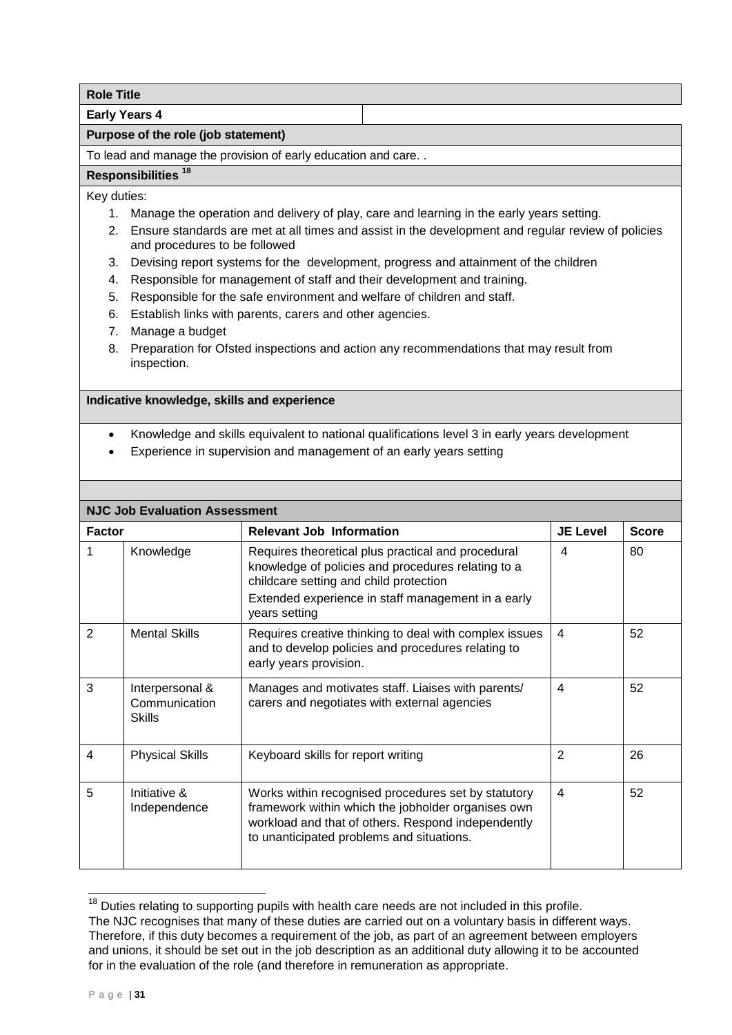**Role Title**

**Early Years 4**

**Purpose of the role (job statement)**

To lead and manage the provision of early education and care. .

**Responsibilities [18]**

Key duties:

1. Manage the operation and delivery of play, care and learning in the early years setting.
2. Ensure standards are met at all times and assist in the development and regular review of policies and procedures to be followed
3. Devising report systems for the development, progress and attainment of the children
4. Responsible for management of staff and their development and training.
5. Responsible for the safe environment and welfare of children and staff.
6. Establish links with parents, carers and other agencies.
7. Manage a budget
8. Preparation for Ofsted inspections and action any recommendations that may result from inspection.

**Indicative knowledge, skills and experience**

- Knowledge and skills equivalent to national qualifications level 3 in early years development
- Experience in supervision and management of an early years setting

**NJC Job Evaluation Assessment**

| Factor | | Relevant Job Information | JE Level | Score |
|---|---|---|---|---|
| 1 | Knowledge | Requires theoretical plus practical and procedural knowledge of policies and procedures relating to a childcare setting and child protection<br>Extended experience in staff management in a early years setting | 4 | 80 |
| 2 | Mental Skills | Requires creative thinking to deal with complex issues and to develop policies and procedures relating to early years provision. | 4 | 52 |
| 3 | Interpersonal & Communication Skills | Manages and motivates staff. Liaises with parents/ carers and negotiates with external agencies | 4 | 52 |
| 4 | Physical Skills | Keyboard skills for report writing | 2 | 26 |
| 5 | Initiative & Independence | Works within recognised procedures set by statutory framework within which the jobholder organises own workload and that of others. Respond independently to unanticipated problems and situations. | 4 | 52 |

[18] Duties relating to supporting pupils with health care needs are not included in this profile. The NJC recognises that many of these duties are carried out on a voluntary basis in different ways. Therefore, if this duty becomes a requirement of the job, as part of an agreement between employers and unions, it should be set out in the job description as an additional duty allowing it to be accounted for in the evaluation of the role (and therefore in remuneration as appropriate.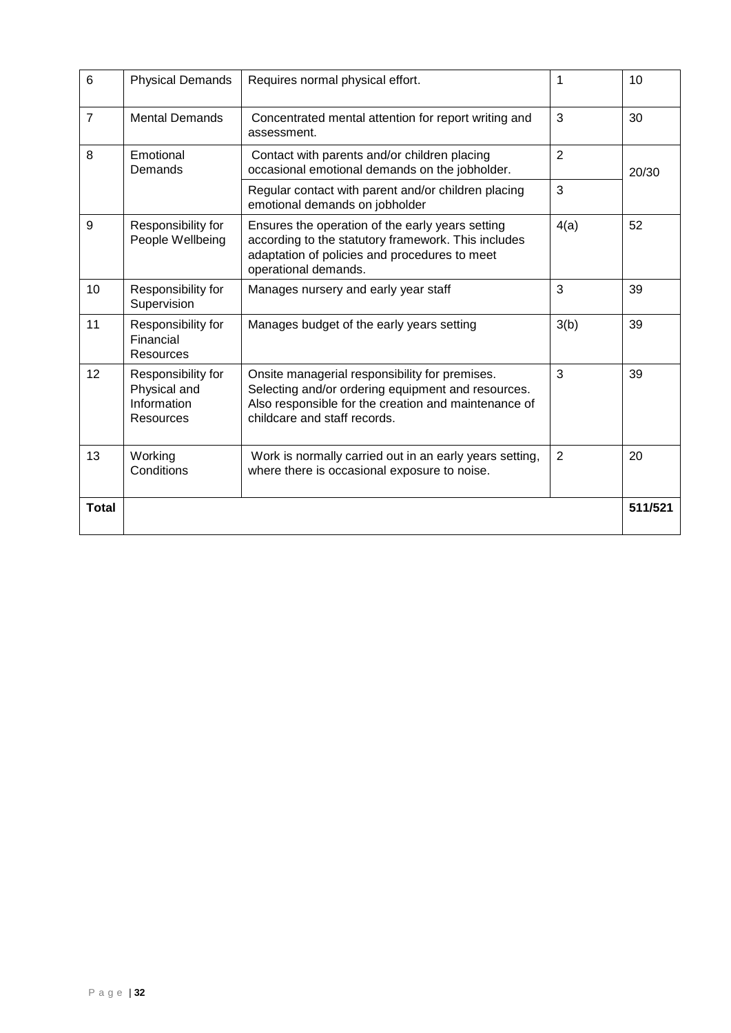| | | | | |
|---|---|---|---|---|
| 6 | Physical Demands | Requires normal physical effort. | 1 | 10 |
| 7 | Mental Demands | Concentrated mental attention for report writing and assessment. | 3 | 30 |
| 8 | Emotional Demands | Contact with parents and/or children placing occasional emotional demands on the jobholder. | 2 | 20/30 |
| | | Regular contact with parent and/or children placing emotional demands on jobholder | 3 | |
| 9 | Responsibility for People Wellbeing | Ensures the operation of the early years setting according to the statutory framework. This includes adaptation of policies and procedures to meet operational demands. | 4(a) | 52 |
| 10 | Responsibility for Supervision | Manages nursery and early year staff | 3 | 39 |
| 11 | Responsibility for Financial Resources | Manages budget of the early years setting | 3(b) | 39 |
| 12 | Responsibility for Physical and Information Resources | Onsite managerial responsibility for premises. Selecting and/or ordering equipment and resources. Also responsible for the creation and maintenance of childcare and staff records. | 3 | 39 |
| 13 | Working Conditions | Work is normally carried out in an early years setting, where there is occasional exposure to noise. | 2 | 20 |
| **Total** | | | | **511/521** |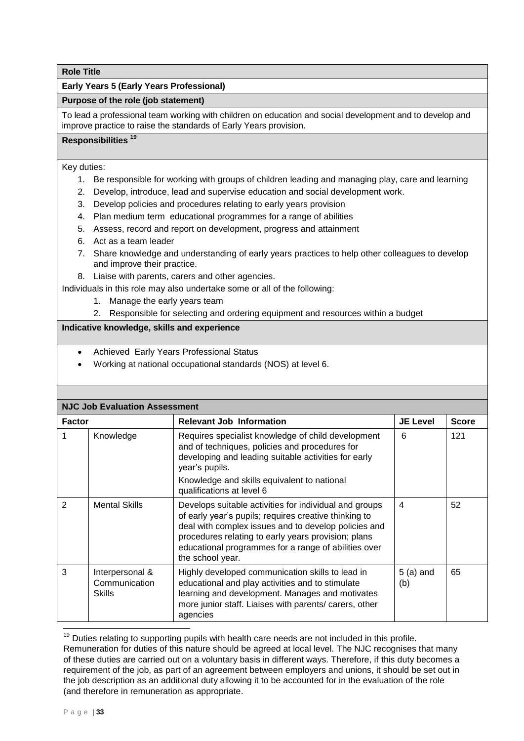**Role Title**

**Early Years 5 (Early Years Professional)**

**Purpose of the role (job statement)**

To lead a professional team working with children on education and social development and to develop and improve practice to raise the standards of Early Years provision.

**Responsibilities [19]**

Key duties:

1. Be responsible for working with groups of children leading and managing play, care and learning
2. Develop, introduce, lead and supervise education and social development work.
3. Develop policies and procedures relating to early years provision
4. Plan medium term educational programmes for a range of abilities
5. Assess, record and report on development, progress and attainment
6. Act as a team leader
7. Share knowledge and understanding of early years practices to help other colleagues to develop and improve their practice.
8. Liaise with parents, carers and other agencies.

Individuals in this role may also undertake some or all of the following:

1. Manage the early years team
2. Responsible for selecting and ordering equipment and resources within a budget

**Indicative knowledge, skills and experience**

- Achieved Early Years Professional Status
- Working at national occupational standards (NOS) at level 6.

**NJC Job Evaluation Assessment**

| Factor | | Relevant Job Information | JE Level | Score |
|---|---|---|---|---|
| 1 | Knowledge | Requires specialist knowledge of child development and of techniques, policies and procedures for developing and leading suitable activities for early year's pupils. Knowledge and skills equivalent to national qualifications at level 6 | 6 | 121 |
| 2 | Mental Skills | Develops suitable activities for individual and groups of early year's pupils; requires creative thinking to deal with complex issues and to develop policies and procedures relating to early years provision; plans educational programmes for a range of abilities over the school year. | 4 | 52 |
| 3 | Interpersonal & Communication Skills | Highly developed communication skills to lead in educational and play activities and to stimulate learning and development. Manages and motivates more junior staff. Liaises with parents/ carers, other agencies | 5 (a) and (b) | 65 |

[19] Duties relating to supporting pupils with health care needs are not included in this profile. Remuneration for duties of this nature should be agreed at local level. The NJC recognises that many of these duties are carried out on a voluntary basis in different ways. Therefore, if this duty becomes a requirement of the job, as part of an agreement between employers and unions, it should be set out in the job description as an additional duty allowing it to be accounted for in the evaluation of the role (and therefore in remuneration as appropriate.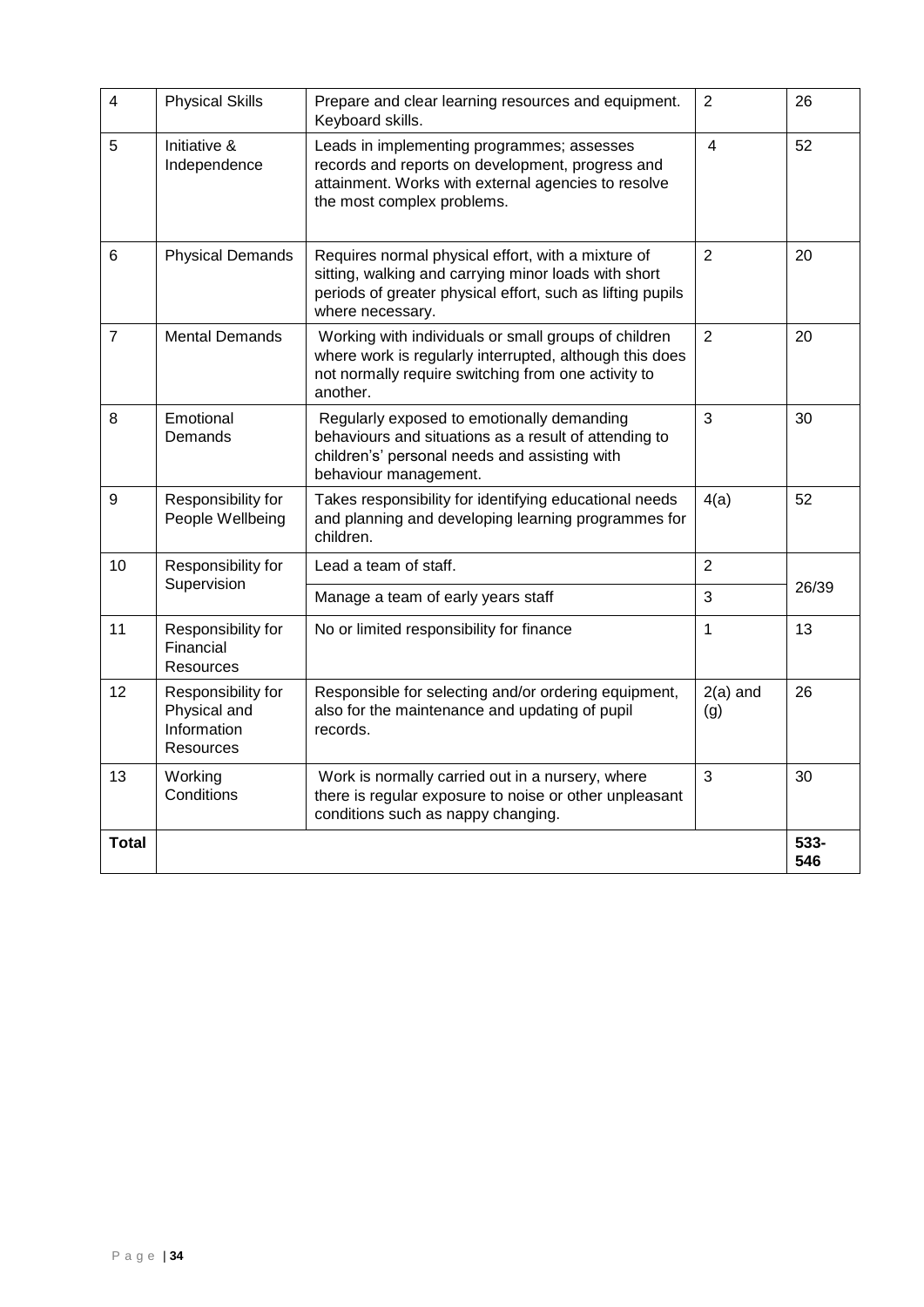| | | | | |
|---|---|---|---|---|
| 4 | Physical Skills | Prepare and clear learning resources and equipment. Keyboard skills. | 2 | 26 |
| 5 | Initiative & Independence | Leads in implementing programmes; assesses records and reports on development, progress and attainment. Works with external agencies to resolve the most complex problems. | 4 | 52 |
| 6 | Physical Demands | Requires normal physical effort, with a mixture of sitting, walking and carrying minor loads with short periods of greater physical effort, such as lifting pupils where necessary. | 2 | 20 |
| 7 | Mental Demands | Working with individuals or small groups of children where work is regularly interrupted, although this does not normally require switching from one activity to another. | 2 | 20 |
| 8 | Emotional Demands | Regularly exposed to emotionally demanding behaviours and situations as a result of attending to children's' personal needs and assisting with behaviour management. | 3 | 30 |
| 9 | Responsibility for People Wellbeing | Takes responsibility for identifying educational needs and planning and developing learning programmes for children. | 4(a) | 52 |
| 10 | Responsibility for Supervision | Lead a team of staff. | 2 | 26/39 |
| | | Manage a team of early years staff | 3 | |
| 11 | Responsibility for Financial Resources | No or limited responsibility for finance | 1 | 13 |
| 12 | Responsibility for Physical and Information Resources | Responsible for selecting and/or ordering equipment, also for the maintenance and updating of pupil records. | 2(a) and (g) | 26 |
| 13 | Working Conditions | Work is normally carried out in a nursery, where there is regular exposure to noise or other unpleasant conditions such as nappy changing. | 3 | 30 |
| **Total** | | | | **533-546** |